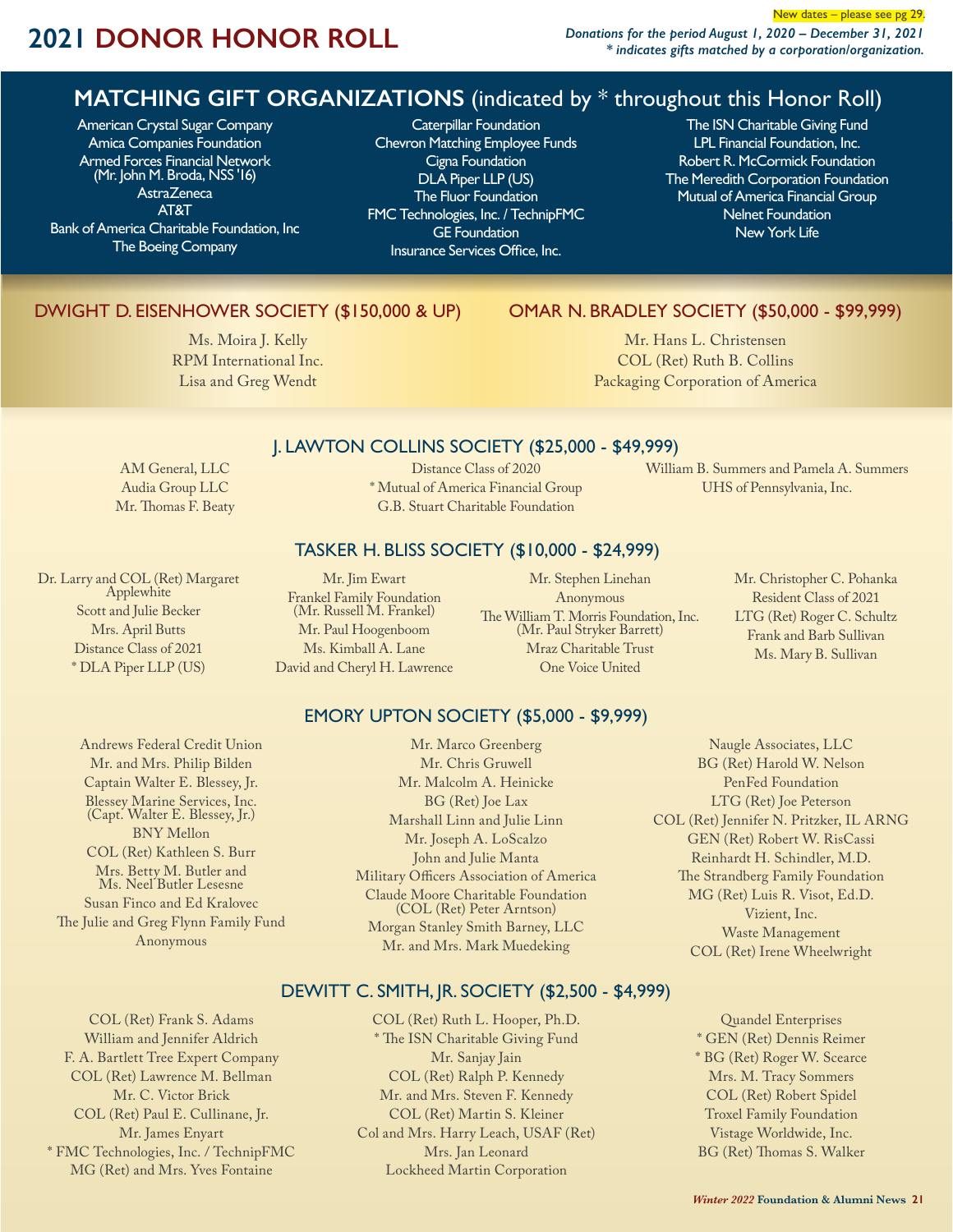# 2021 DONOR HONOR ROLL

New dates – please see pg 29.

*Donations for the period August 1, 2020 – December 31, 2021*
*\* indicates gifts matched by a corporation/organization.*

## MATCHING GIFT ORGANIZATIONS (indicated by * throughout this Honor Roll)

American Crystal Sugar Company
Amica Companies Foundation
Armed Forces Financial Network (Mr. John M. Broda, NSS '16)
AstraZeneca
AT&T
Bank of America Charitable Foundation, Inc
The Boeing Company
Caterpillar Foundation
Chevron Matching Employee Funds
Cigna Foundation
DLA Piper LLP (US)
The Fluor Foundation
FMC Technologies, Inc. / TechnipFMC
GE Foundation
Insurance Services Office, Inc.
The ISN Charitable Giving Fund
LPL Financial Foundation, Inc.
Robert R. McCormick Foundation
The Meredith Corporation Foundation
Mutual of America Financial Group
Nelnet Foundation
New York Life

## DWIGHT D. EISENHOWER SOCIETY ($150,000 & UP)

Ms. Moira J. Kelly
RPM International Inc.
Lisa and Greg Wendt

## OMAR N. BRADLEY SOCIETY ($50,000 - $99,999)

Mr. Hans L. Christensen
COL (Ret) Ruth B. Collins
Packaging Corporation of America

## J. LAWTON COLLINS SOCIETY ($25,000 - $49,999)

AM General, LLC
Audia Group LLC
Mr. Thomas F. Beaty
Distance Class of 2020
* Mutual of America Financial Group
G.B. Stuart Charitable Foundation
William B. Summers and Pamela A. Summers
UHS of Pennsylvania, Inc.

## TASKER H. BLISS SOCIETY ($10,000 - $24,999)

Dr. Larry and COL (Ret) Margaret Applewhite
Scott and Julie Becker
Mrs. April Butts
Distance Class of 2021
* DLA Piper LLP (US)
Mr. Jim Ewart
Frankel Family Foundation (Mr. Russell M. Frankel)
Mr. Paul Hoogenboom
Ms. Kimball A. Lane
David and Cheryl H. Lawrence
Mr. Stephen Linehan
Anonymous
The William T. Morris Foundation, Inc. (Mr. Paul Stryker Barrett)
Mraz Charitable Trust
One Voice United
Mr. Christopher C. Pohanka
Resident Class of 2021
LTG (Ret) Roger C. Schultz
Frank and Barb Sullivan
Ms. Mary B. Sullivan

## EMORY UPTON SOCIETY ($5,000 - $9,999)

Andrews Federal Credit Union
Mr. and Mrs. Philip Bilden
Captain Walter E. Blessey, Jr.
Blessey Marine Services, Inc. (Capt. Walter E. Blessey, Jr.)
BNY Mellon
COL (Ret) Kathleen S. Burr
Mrs. Betty M. Butler and Ms. Neel Butler Lesesne
Susan Finco and Ed Kralovec
The Julie and Greg Flynn Family Fund
Anonymous
Mr. Marco Greenberg
Mr. Chris Gruwell
Mr. Malcolm A. Heinicke
BG (Ret) Joe Lax
Marshall Linn and Julie Linn
Mr. Joseph A. LoScalzo
John and Julie Manta
Military Officers Association of America
Claude Moore Charitable Foundation (COL (Ret) Peter Arntson)
Morgan Stanley Smith Barney, LLC
Mr. and Mrs. Mark Muedeking
Naugle Associates, LLC
BG (Ret) Harold W. Nelson
PenFed Foundation
LTG (Ret) Joe Peterson
COL (Ret) Jennifer N. Pritzker, IL ARNG
GEN (Ret) Robert W. RisCassi
Reinhardt H. Schindler, M.D.
The Strandberg Family Foundation
MG (Ret) Luis R. Visot, Ed.D.
Vizient, Inc.
Waste Management
COL (Ret) Irene Wheelwright

## DEWITT C. SMITH, JR. SOCIETY ($2,500 - $4,999)

COL (Ret) Frank S. Adams
William and Jennifer Aldrich
F. A. Bartlett Tree Expert Company
COL (Ret) Lawrence M. Bellman
Mr. C. Victor Brick
COL (Ret) Paul E. Cullinane, Jr.
Mr. James Enyart
* FMC Technologies, Inc. / TechnipFMC
MG (Ret) and Mrs. Yves Fontaine
COL (Ret) Ruth L. Hooper, Ph.D.
* The ISN Charitable Giving Fund
Mr. Sanjay Jain
COL (Ret) Ralph P. Kennedy
Mr. and Mrs. Steven F. Kennedy
COL (Ret) Martin S. Kleiner
Col and Mrs. Harry Leach, USAF (Ret)
Mrs. Jan Leonard
Lockheed Martin Corporation
Quandel Enterprises
* GEN (Ret) Dennis Reimer
* BG (Ret) Roger W. Scearce
Mrs. M. Tracy Sommers
COL (Ret) Robert Spidel
Troxel Family Foundation
Vistage Worldwide, Inc.
BG (Ret) Thomas S. Walker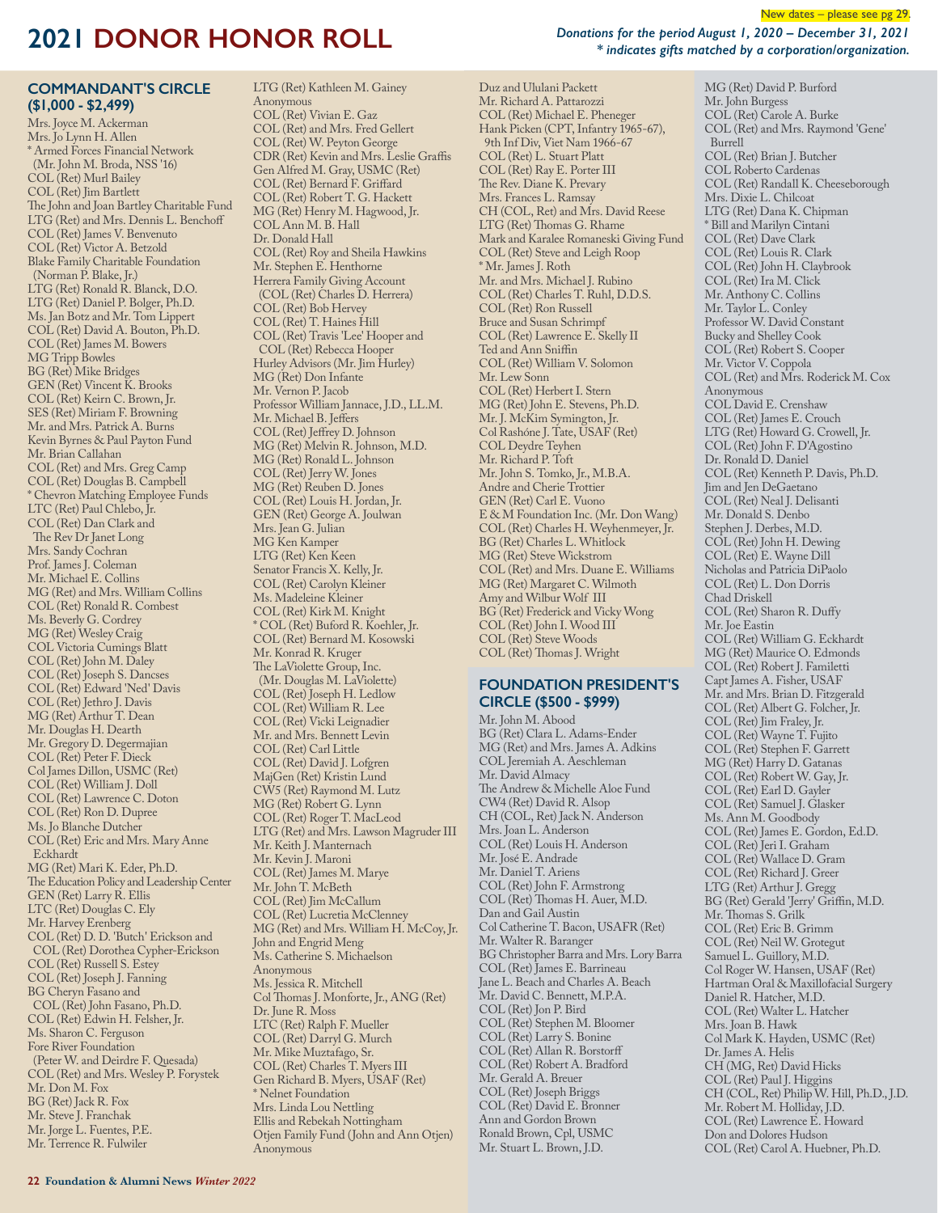New dates – please see pg 29.

# 2021 DONOR HONOR ROLL

*Donations for the period August 1, 2020 – December 31, 2021*
*\* indicates gifts matched by a corporation/organization.*

## COMMANDANT'S CIRCLE ($1,000 - $2,499)

Mrs. Joyce M. Ackerman
Mrs. Jo Lynn H. Allen
* Armed Forces Financial Network (Mr. John M. Broda, NSS '16)
COL (Ret) Murl Bailey
COL (Ret) Jim Bartlett
The John and Joan Bartley Charitable Fund
LTG (Ret) and Mrs. Dennis L. Benchoff
COL (Ret) James V. Benvenuto
COL (Ret) Victor A. Betzold
Blake Family Charitable Foundation (Norman P. Blake, Jr.)
LTG (Ret) Ronald R. Blanck, D.O.
LTG (Ret) Daniel P. Bolger, Ph.D.
Ms. Jan Botz and Mr. Tom Lippert
COL (Ret) David A. Bouton, Ph.D.
COL (Ret) James M. Bowers
MG Tripp Bowles
BG (Ret) Mike Bridges
GEN (Ret) Vincent K. Brooks
COL (Ret) Keirn C. Brown, Jr.
SES (Ret) Miriam F. Browning
Mr. and Mrs. Patrick A. Burns
Kevin Byrnes & Paul Payton Fund
Mr. Brian Callahan
COL (Ret) and Mrs. Greg Camp
COL (Ret) Douglas B. Campbell
* Chevron Matching Employee Funds
LTC (Ret) Paul Chlebo, Jr.
COL Clark and The Rev Dr Janet Long
Mrs. Sandy Cochran
Prof. James J. Coleman
Mr. Michael E. Collins
MG (Ret) and Mrs. William Collins
COL (Ret) Ronald R. Combest
Ms. Beverly G. Cordrey
MG (Ret) Wesley Craig
COL Victoria Cumings Blatt
COL (Ret) John M. Daley
COL (Ret) Joseph S. Dancses
COL (Ret) Edward 'Ned' Davis
COL (Ret) Jethro J. Davis
MG (Ret) Arthur T. Dean
Mr. Douglas H. Dearth
Mr. Gregory D. Degermajian
COL (Ret) Peter F. Dieck
Col James Dillon, USMC (Ret)
COL (Ret) William J. Doll
COL (Ret) Lawrence C. Doton
COL (Ret) Ron D. Dupree
Ms. Jo Blanche Dutcher
COL (Ret) Eric and Mrs. Mary Anne Eckhardt
MG (Ret) Mari K. Eder, Ph.D.
The Education Policy and Leadership Center
GEN (Ret) Larry R. Ellis
LTC (Ret) Douglas C. Ely
Mr. Harvey Erenberg
COL (Ret) D. D. 'Butch' Erickson and COL (Ret) Dorothea Cypher-Erickson
COL (Ret) Russell S. Estey
COL (Ret) Joseph J. Fanning
BG Cheryn Fasano and COL (Ret) John Fasano, Ph.D.
COL (Ret) Edwin H. Felsher, Jr.
Ms. Sharon C. Ferguson
Fore River Foundation (Peter W. and Deirdre F. Quesada)
COL (Ret) and Mrs. Wesley P. Forystek
Mr. Don M. Fox
BG (Ret) Jack R. Fox
Mr. Steve J. Franchak
Mr. Jorge L. Fuentes, P.E.
Mr. Terrence R. Fulwiler
LTG (Ret) Kathleen M. Gainey
Anonymous
COL (Ret) Vivian E. Gaz
COL (Ret) and Mrs. Fred Gellert
COL (Ret) W. Peyton George
CDR (Ret) Kevin and Mrs. Leslie Graffis
Gen Alfred M. Gray, USMC (Ret)
COL (Ret) Bernard F. Griffard
COL (Ret) Robert T. G. Hackett
MG (Ret) Henry M. Hagwood, Jr.
COL Ann M. B. Hall
Dr. Donald Hall
COL (Ret) Roy and Sheila Hawkins
Mr. Stephen E. Henthorne
Herrera Family Giving Account (COL (Ret) Charles D. Herrera)
COL (Ret) Bob Hervey
COL (Ret) T. Haines Hill
COL (Ret) Travis 'Lee' Hooper and COL (Ret) Rebecca Hooper
Hurley Advisors (Mr. Jim Hurley)
MG (Ret) Don Infante
Mr. Vernon P. Jacob
Professor William Jannace, J.D., LL.M.
Mr. Michael B. Jeffers
COL (Ret) Jeffrey D. Johnson
MG (Ret) Melvin R. Johnson, M.D.
MG (Ret) Ronald L. Johnson
COL (Ret) Jerry W. Jones
MG (Ret) Reuben D. Jones
COL (Ret) Louis H. Jordan, Jr.
GEN (Ret) George A. Joulwan
Mrs. Jean G. Julian
MG Ken Kamper
LTG (Ret) Ken Keen
Senator Francis X. Kelly, Jr.
COL (Ret) Carolyn Kleiner
Ms. Madeleine Kleiner
COL (Ret) Kirk M. Knight
* COL (Ret) Buford R. Koehler, Jr.
COL (Ret) Bernard M. Kosowski
Mr. Konrad R. Kruger
The LaViolette Group, Inc. (Mr. Douglas M. LaViolette)
COL (Ret) Joseph H. Ledlow
COL (Ret) William R. Lee
COL (Ret) Vicki Leignadier
Mr. and Mrs. Bennett Levin
COL (Ret) Carl Little
COL (Ret) David J. Lofgren
MajGen (Ret) Kristin Lund
CW5 (Ret) Raymond M. Lutz
MG (Ret) Robert G. Lynn
COL (Ret) Roger T. MacLeod
LTG (Ret) and Mrs. Lawson Magruder III
Mr. Keith J. Manternach
Mr. Kevin J. Maroni
COL (Ret) James M. Marye
Mr. John T. McBeth
COL (Ret) Jim McCallum
COL (Ret) Lucretia McClenney
MG (Ret) and Mrs. William H. McCoy, Jr.
John and Engrid Meng
Ms. Catherine S. Michaelson
Anonymous
Ms. Jessica R. Mitchell
Col Thomas J. Monforte, Jr., ANG (Ret)
Dr. June R. Moss
LTC (Ret) Ralph F. Mueller
COL (Ret) Darryl G. Murch
Mr. Mike Muztafago, Sr.
COL (Ret) Charles T. Myers III
Gen Richard B. Myers, USAF (Ret)
* Nelnet Foundation
Mrs. Linda Lou Nettling
Ellis and Rebekah Nottingham
Otjen Family Fund (John and Ann Otjen)
Anonymous
Duz and Ululani Packett
Mr. Richard A. Pattarozzi
COL (Ret) Michael E. Pheneger
Hank Picken (CPT, Infantry 1965-67), 9th Inf Div, Viet Nam 1966-67
COL (Ret) L. Stuart Platt
COL (Ret) Ray E. Porter III
The Rev. Diane K. Prevary
Mrs. Frances L. Ramsay
CH (COL, Ret) and Mrs. David Reese
LTG (Ret) Thomas G. Rhame
Mark and Karalee Romaneski Giving Fund
COL (Ret) Steve and Leigh Roop
* Mr. James J. Roth
Mr. and Mrs. Michael J. Rubino
COL (Ret) Charles T. Ruhl, D.D.S.
COL (Ret) Ron Russell
Bruce and Susan Schrimpf
COL (Ret) Lawrence E. Skelly II
Ted and Ann Sniffin
COL (Ret) William V. Solomon
Mr. Lew Sonn
COL (Ret) Herbert I. Stern
MG (Ret) John E. Stevens, Ph.D.
Mr. J. McKim Symington, Jr.
Col Rashóne J. Tate, USAF (Ret)
COL Deydre Teyhen
Mr. Richard P. Toft
Mr. John S. Tomko, Jr., M.B.A.
Andre and Cherie Trottier
GEN (Ret) Carl E. Vuono
E & M Foundation Inc. (Mr. Don Wang)
COL (Ret) Charles H. Weyhenmeyer, Jr.
BG (Ret) Charles L. Whitlock
MG (Ret) Steve Wickstrom
COL (Ret) and Mrs. Duane E. Williams
MG (Ret) Margaret C. Wilmoth
Amy and Wilbur Wolf III
BG (Ret) Frederick and Vicky Wong
COL (Ret) John I. Wood III
COL (Ret) Steve Woods
COL (Ret) Thomas J. Wright

## FOUNDATION PRESIDENT'S CIRCLE ($500 - $999)

Mr. John M. Abood
BG (Ret) Clara L. Adams-Ender
MG (Ret) and Mrs. James A. Adkins
COL Jeremiah A. Aeschleman
Mr. David Almacy
The Andrew & Michelle Aloe Fund
CW4 (Ret) David R. Alsop
CH (COL, Ret) Jack N. Anderson
Mrs. Joan L. Anderson
COL (Ret) Louis H. Anderson
Mr. José E. Andrade
Mr. Daniel T. Ariens
COL (Ret) John F. Armstrong
COL (Ret) Thomas H. Auer, M.D.
Dan and Gail Austin
Col Catherine T. Bacon, USAFR (Ret)
Mr. Walter R. Baranger
BG Christopher Barra and Mrs. Lory Barra
COL (Ret) James E. Barrineau
Jane L. Beach and Charles A. Beach
Mr. David C. Bennett, M.P.A.
COL (Ret) Jon P. Bird
COL (Ret) Stephen M. Bloomer
COL (Ret) Larry S. Bonine
COL (Ret) Allan R. Borstorff
COL (Ret) Robert A. Bradford
Mr. Gerald A. Breuer
COL (Ret) Joseph Briggs
COL (Ret) David E. Bronner
Ann and Gordon Brown
Ronald Brown, Cpl, USMC
Mr. Stuart L. Brown, J.D.
MG (Ret) David P. Burford
Mr. John Burgess
COL (Ret) Carole A. Burke
COL (Ret) and Mrs. Raymond 'Gene' Burrell
COL (Ret) Brian J. Butcher
COL Roberto Cardenas
COL (Ret) Randall K. Cheeseborough
Mrs. Dixie L. Chilcoat
LTG (Ret) Dana K. Chipman
* Bill and Marilyn Cintani
COL (Ret) Dave Clark
COL (Ret) Louis R. Clark
COL (Ret) John H. Claybrook
COL (Ret) Ira M. Click
Mr. Anthony C. Collins
Mr. Taylor L. Conley
Professor W. David Constant
Bucky and Shelley Cook
COL (Ret) Robert S. Cooper
Mr. Victor V. Coppola
COL (Ret) and Mrs. Roderick M. Cox
Anonymous
COL David E. Crenshaw
COL (Ret) James E. Crouch
LTG (Ret) Howard G. Crowell, Jr.
COL (Ret) John F. D'Agostino
Dr. Ronald D. Daniel
COL (Ret) Kenneth P. Davis, Ph.D.
Jim and Jen DeGaetano
COL (Ret) Neal J. Delisanti
Mr. Donald S. Denbo
Stephen J. Derbes, M.D.
COL (Ret) John H. Dewing
COL (Ret) E. Wayne Dill
Nicholas and Patricia DiPaolo
COL (Ret) L. Don Dorris
Chad Driskell
COL (Ret) Sharon R. Duffy
Mr. Joe Eastin
COL (Ret) William G. Eckhardt
MG (Ret) Maurice O. Edmonds
COL (Ret) Robert J. Familetti
Capt James A. Fisher, USAF
Mr. and Mrs. Brian D. Fitzgerald
COL (Ret) Albert G. Folcher, Jr.
COL (Ret) Jim Fraley, Jr.
COL (Ret) Wayne T. Fujito
COL (Ret) Stephen F. Garrett
MG (Ret) Harry D. Gatanas
COL (Ret) Robert W. Gay, Jr.
COL (Ret) Earl D. Gayler
COL (Ret) Samuel J. Glasker
Ms. Ann M. Goodbody
COL (Ret) James E. Gordon, Ed.D.
COL (Ret) Jeri I. Graham
COL (Ret) Wallace D. Gram
COL (Ret) Richard J. Greer
LTG (Ret) Arthur J. Gregg
BG (Ret) Gerald 'Jerry' Griffin, M.D.
Mr. Thomas S. Grilk
COL (Ret) Eric B. Grimm
COL (Ret) Neil W. Grotegut
Samuel L. Guillory, M.D.
Col Roger W. Hansen, USAF (Ret)
Hartman Oral & Maxillofacial Surgery
Daniel R. Hatcher, M.D.
COL (Ret) Walter L. Hatcher
Mrs. Joan B. Hawk
Col Mark K. Hayden, USMC (Ret)
Dr. James A. Helis
CH (MG, Ret) David Hicks
COL (Ret) Paul J. Higgins
CH (COL, Ret) Philip W. Hill, Ph.D., J.D.
Mr. Robert M. Holliday, J.D.
COL (Ret) Lawrence E. Howard
Don and Dolores Hudson
COL (Ret) Carol A. Huebner, Ph.D.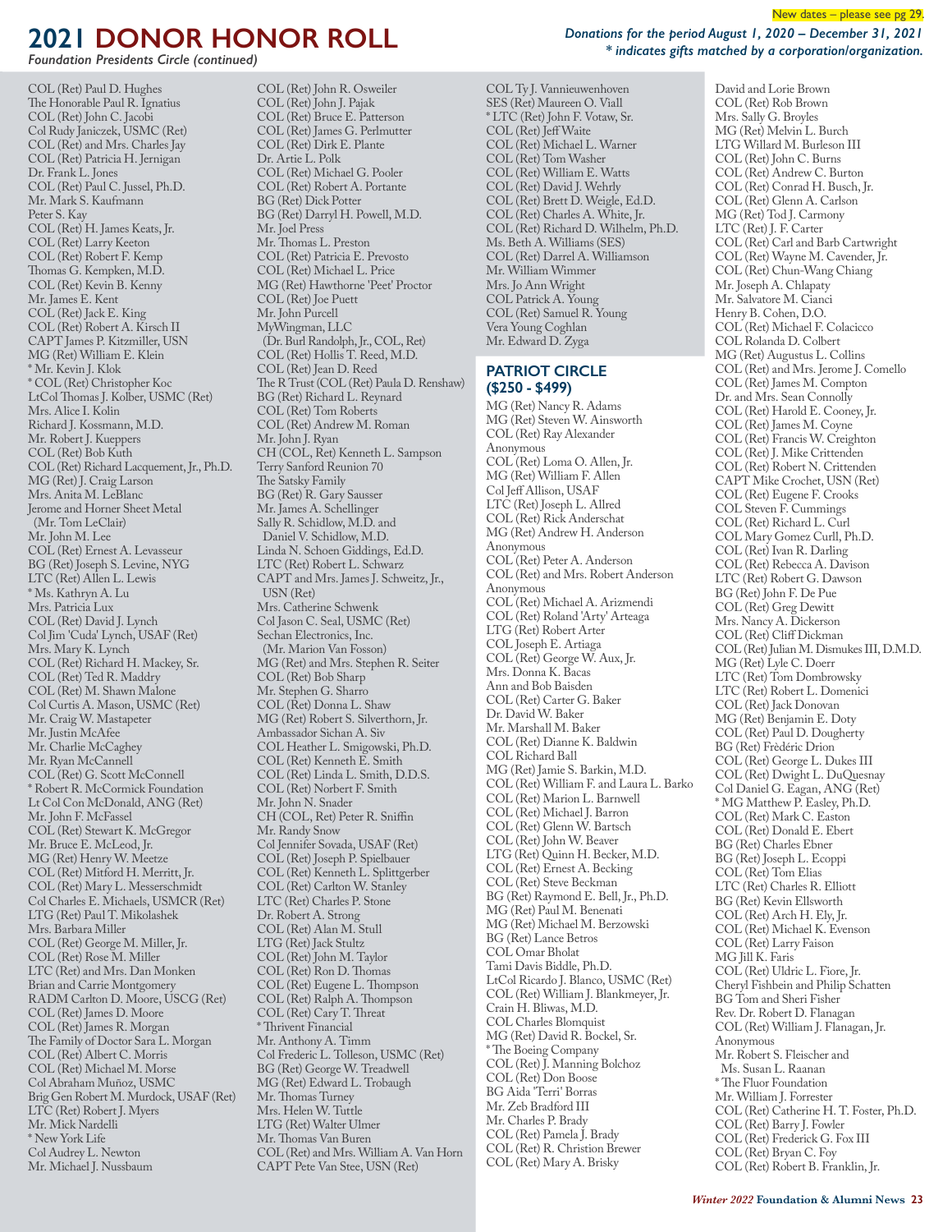New dates – please see pg 29.

# 2021 DONOR HONOR ROLL

*Foundation Presidents Circle (continued)*

***Donations for the period August 1, 2020 – December 31, 2021***
***\* indicates gifts matched by a corporation/organization.***

COL (Ret) Paul D. Hughes
The Honorable Paul R. Ignatius
COL (Ret) John C. Jacobi
Col Rudy Janiczek, USMC (Ret)
COL (Ret) and Mrs. Charles Jay
COL (Ret) Patricia H. Jernigan
Dr. Frank L. Jones
COL (Ret) Paul C. Jussel, Ph.D.
Mr. Mark S. Kaufmann
Peter S. Kay
COL (Ret) H. James Keats, Jr.
COL (Ret) Larry Keeton
COL (Ret) Robert F. Kemp
Thomas G. Kempken, M.D.
COL (Ret) Kevin B. Kenny
Mr. James E. Kent
COL (Ret) Jack E. King
COL (Ret) Robert A. Kirsch II
CAPT James P. Kitzmiller, USN
MG (Ret) William E. Klein
\* Mr. Kevin J. Klok
\* COL (Ret) Christopher Koc
LtCol Thomas J. Kolber, USMC (Ret)
Mrs. Alice I. Kolin
Richard J. Kossmann, M.D.
Mr. Robert J. Kueppers
COL (Ret) Bob Kuth
COL (Ret) Richard Lacquement, Jr., Ph.D.
MG (Ret) J. Craig Larson
Mrs. Anita M. LeBlanc
Jerome and Horner Sheet Metal
(Mr. Tom LeClair)
Mr. John M. Lee
COL (Ret) Ernest A. Levasseur
BG (Ret) Joseph S. Levine, NYG
LTC (Ret) Allen L. Lewis
\* Ms. Kathryn A. Lu
Mrs. Patricia Lux
COL (Ret) David J. Lynch
Col Jim 'Cuda' Lynch, USAF (Ret)
Mrs. Mary K. Lynch
COL (Ret) Richard H. Mackey, Sr.
COL (Ret) Ted R. Maddry
COL (Ret) M. Shawn Malone
Col Curtis A. Mason, USMC (Ret)
Mr. Craig W. Mastapeter
Mr. Justin McAfee
Mr. Charlie McCaghey
Mr. Ryan McCannell
COL (Ret) G. Scott McConnell
\* Robert R. McCormick Foundation
Lt Col Con McDonald, ANG (Ret)
Mr. John F. McFassel
COL (Ret) Stewart K. McGregor
Mr. Bruce E. McLeod, Jr.
MG (Ret) Henry W. Meetze
COL (Ret) Mitford H. Merritt, Jr.
COL (Ret) Mary L. Messerschmidt
Col Charles E. Michaels, USMCR (Ret)
LTG (Ret) Paul T. Mikolashek
Mrs. Barbara Miller
COL (Ret) George M. Miller, Jr.
COL (Ret) Rose M. Miller
LTC (Ret) and Mrs. Dan Monken
Brian and Carrie Montgomery
RADM Carlton D. Moore, USCG (Ret)
COL (Ret) James D. Moore
COL (Ret) James R. Morgan
The Family of Doctor Sara L. Morgan
COL (Ret) Albert C. Morris
COL (Ret) Michael M. Morse
Col Abraham Muñoz, USMC
Brig Gen Robert M. Murdock, USAF (Ret)
LTC (Ret) Robert J. Myers
Mr. Mick Nardelli
\* New York Life
Col Audrey L. Newton
Mr. Michael J. Nussbaum
COL (Ret) John R. Osweiler
COL (Ret) John J. Pajak
COL (Ret) Bruce E. Patterson
COL (Ret) James G. Perlmutter
COL (Ret) Dirk E. Plante
Dr. Artie L. Polk
COL (Ret) Michael G. Pooler
COL (Ret) Robert A. Portante
BG (Ret) Dick Potter
BG (Ret) Darryl H. Powell, M.D.
Mr. Joel Press
Mr. Thomas L. Preston
COL (Ret) Patricia E. Prevosto
COL (Ret) Michael L. Price
MG (Ret) Hawthorne 'Peet' Proctor
COL (Ret) Joe Puett
Mr. John Purcell
MyWingman, LLC
(Dr. Burl Randolph, Jr., COL, Ret)
COL (Ret) Hollis T. Reed, M.D.
COL (Ret) Jean D. Reed
The R Trust (COL (Ret) Paula D. Renshaw)
BG (Ret) Richard L. Reynard
COL (Ret) Tom Roberts
COL (Ret) Andrew M. Roman
Mr. John J. Ryan
CH (COL, Ret) Kenneth L. Sampson
Terry Sanford Reunion 70
The Satsky Family
BG (Ret) R. Gary Sausser
Mr. James A. Schellinger
Sally R. Schidlow, M.D. and
Daniel V. Schidlow, M.D.
Linda N. Schoen Giddings, Ed.D.
LTC (Ret) Robert L. Schwarz
CAPT and Mrs. James J. Schweitz, Jr., USN (Ret)
Mrs. Catherine Schwenk
Col Jason C. Seal, USMC (Ret)
Sechan Electronics, Inc.
(Mr. Marion Van Fosson)
MG (Ret) and Mrs. Stephen R. Seiter
COL (Ret) Bob Sharp
Mr. Stephen G. Sharro
COL (Ret) Donna L. Shaw
MG (Ret) Robert S. Silverthorn, Jr.
Ambassador Sichan A. Siv
COL Heather L. Smigowski, Ph.D.
COL (Ret) Kenneth E. Smith
COL (Ret) Linda L. Smith, D.D.S.
COL (Ret) Norbert F. Smith
Mr. John N. Snader
CH (COL, Ret) Peter R. Sniffin
Mr. Randy Snow
Col Jennifer Sovada, USAF (Ret)
COL (Ret) Joseph P. Spielbauer
COL (Ret) Kenneth L. Splittgerber
COL (Ret) Carlton W. Stanley
LTC (Ret) Charles P. Stone
Dr. Robert A. Strong
COL (Ret) Alan M. Stull
LTG (Ret) Jack Stultz
COL (Ret) John M. Taylor
COL (Ret) Ron D. Thomas
COL (Ret) Eugene L. Thompson
COL (Ret) Ralph A. Thompson
COL (Ret) Cary T. Threat
\* Thrivent Financial
Mr. Anthony A. Timm
Col Frederic L. Tolleson, USMC (Ret)
BG (Ret) George W. Treadwell
MG (Ret) Edward L. Trobaugh
Mr. Thomas Turney
Mrs. Helen W. Tuttle
LTG (Ret) Walter Ulmer
Mr. Thomas Van Buren
COL (Ret) and Mrs. William A. Van Horn
CAPT Pete Van Stee, USN (Ret)
COL Ty J. Vannieuwenhoven
SES (Ret) Maureen O. Viall
\* LTC (Ret) John F. Votaw, Sr.
COL (Ret) Jeff Waite
COL (Ret) Michael L. Warner
COL (Ret) Tom Washer
COL (Ret) William E. Watts
COL (Ret) David J. Wehrly
COL (Ret) Brett D. Weigle, Ed.D.
COL (Ret) Charles A. White, Jr.
COL (Ret) Richard D. Wilhelm, Ph.D.
Ms. Beth A. Williams (SES)
COL (Ret) Darrel A. Williamson
Mr. William Wimmer
Mrs. Jo Ann Wright
COL Patrick A. Young
COL (Ret) Samuel R. Young
Vera Young Coghlan
Mr. Edward D. Zyga

## PATRIOT CIRCLE ($250 - $499)

MG (Ret) Nancy R. Adams
MG (Ret) Steven W. Ainsworth
COL (Ret) Ray Alexander
Anonymous
COL (Ret) Loma O. Allen, Jr.
MG (Ret) William F. Allen
Col Jeff Allison, USAF
LTC (Ret) Joseph L. Allred
COL (Ret) Rick Anderschat
MG (Ret) Andrew H. Anderson
Anonymous
COL (Ret) Peter A. Anderson
COL (Ret) and Mrs. Robert Anderson
Anonymous
COL (Ret) Michael A. Arizmendi
COL (Ret) Roland 'Arty' Arteaga
LTG (Ret) Robert Arter
COL Joseph E. Artiaga
COL (Ret) George W. Aux, Jr.
Mrs. Donna K. Bacas
Ann and Bob Baisden
COL (Ret) Carter G. Baker
Dr. David W. Baker
Mr. Marshall M. Baker
COL (Ret) Dianne K. Baldwin
COL Richard Ball
MG (Ret) Jamie S. Barkin, M.D.
COL (Ret) William F. and Laura L. Barko
COL (Ret) Marion L. Barnwell
COL (Ret) Michael J. Barron
COL (Ret) Glenn W. Bartsch
COL (Ret) John W. Beaver
LTG (Ret) Quinn H. Becker, M.D.
COL (Ret) Ernest A. Becking
COL (Ret) Steve Beckman
BG (Ret) Raymond E. Bell, Jr., Ph.D.
MG (Ret) Paul M. Benenati
MG (Ret) Michael M. Berzowski
BG (Ret) Lance Betros
COL Omar Bholat
Tami Davis Biddle, Ph.D.
LtCol Ricardo J. Blanco, USMC (Ret)
COL (Ret) William J. Blankmeyer, Jr.
Crain H. Bliwas, M.D.
COL Charles Blomquist
MG (Ret) David R. Bockel, Sr.
\* The Boeing Company
COL (Ret) J. Manning Bolchoz
COL (Ret) Don Boose
BG Aida 'Terri' Borras
Mr. Zeb Bradford III
Mr. Charles P. Brady
COL (Ret) Pamela J. Brady
COL (Ret) R. Christion Brewer
COL (Ret) Mary A. Brisky
David and Lorie Brown
COL (Ret) Rob Brown
Mrs. Sally G. Broyles
MG (Ret) Melvin L. Burch
LTG Willard M. Burleson III
COL (Ret) John C. Burns
COL (Ret) Andrew C. Burton
COL (Ret) Conrad H. Busch, Jr.
COL (Ret) Glenn A. Carlson
MG (Ret) Tod J. Carmony
LTC (Ret) J. F. Carter
COL (Ret) Carl and Barb Cartwright
COL (Ret) Wayne M. Cavender, Jr.
COL (Ret) Chun-Wang Chiang
Mr. Joseph A. Chlapaty
Mr. Salvatore M. Cianci
Henry B. Cohen, D.O.
COL (Ret) Michael F. Colacicco
COL Rolanda D. Colbert
MG (Ret) Augustus L. Collins
COL (Ret) and Mrs. Jerome J. Comello
COL (Ret) James M. Compton
Dr. and Mrs. Sean Connolly
COL (Ret) Harold E. Cooney, Jr.
COL (Ret) James M. Coyne
COL (Ret) Francis W. Creighton
COL (Ret) J. Mike Crittenden
COL (Ret) Robert N. Crittenden
CAPT Mike Crochet, USN (Ret)
COL (Ret) Eugene F. Crooks
COL Steven F. Cummings
COL (Ret) Richard L. Curl
COL Mary Gomez Curll, Ph.D.
COL (Ret) Ivan R. Darling
COL (Ret) Rebecca A. Davison
LTC (Ret) Robert G. Dawson
BG (Ret) John F. De Pue
COL (Ret) Greg Dewitt
Mrs. Nancy A. Dickerson
COL (Ret) Cliff Dickman
COL (Ret) Julian M. Dismukes III, D.M.D.
MG (Ret) Lyle C. Doerr
LTC (Ret) Tom Dombrowsky
LTC (Ret) Robert L. Domenici
COL (Ret) Jack Donovan
MG (Ret) Benjamin E. Doty
COL (Ret) Paul D. Dougherty
BG (Ret) Frèdèric Drion
COL (Ret) George L. Dukes III
COL (Ret) Dwight L. DuQuesnay
Col Daniel G. Eagan, ANG (Ret)
\* MG Matthew P. Easley, Ph.D.
COL (Ret) Mark C. Easton
COL (Ret) Donald E. Ebert
BG (Ret) Charles Ebner
BG (Ret) Joseph L. Ecoppi
COL (Ret) Tom Elias
LTC (Ret) Charles R. Elliott
BG (Ret) Kevin Ellsworth
COL (Ret) Arch H. Ely, Jr.
COL (Ret) Michael K. Evenson
COL (Ret) Larry Faison
MG Jill K. Faris
COL (Ret) Uldric L. Fiore, Jr.
Cheryl Fishbein and Philip Schatten
BG Tom and Sheri Fisher
Rev. Dr. Robert D. Flanagan
COL (Ret) William J. Flanagan, Jr.
Anonymous
Mr. Robert S. Fleischer and
Ms. Susan L. Raanan
\* The Fluor Foundation
Mr. William J. Forrester
COL (Ret) Catherine H. T. Foster, Ph.D.
COL (Ret) Barry J. Fowler
COL (Ret) Frederick G. Fox III
COL (Ret) Bryan C. Foy
COL (Ret) Robert B. Franklin, Jr.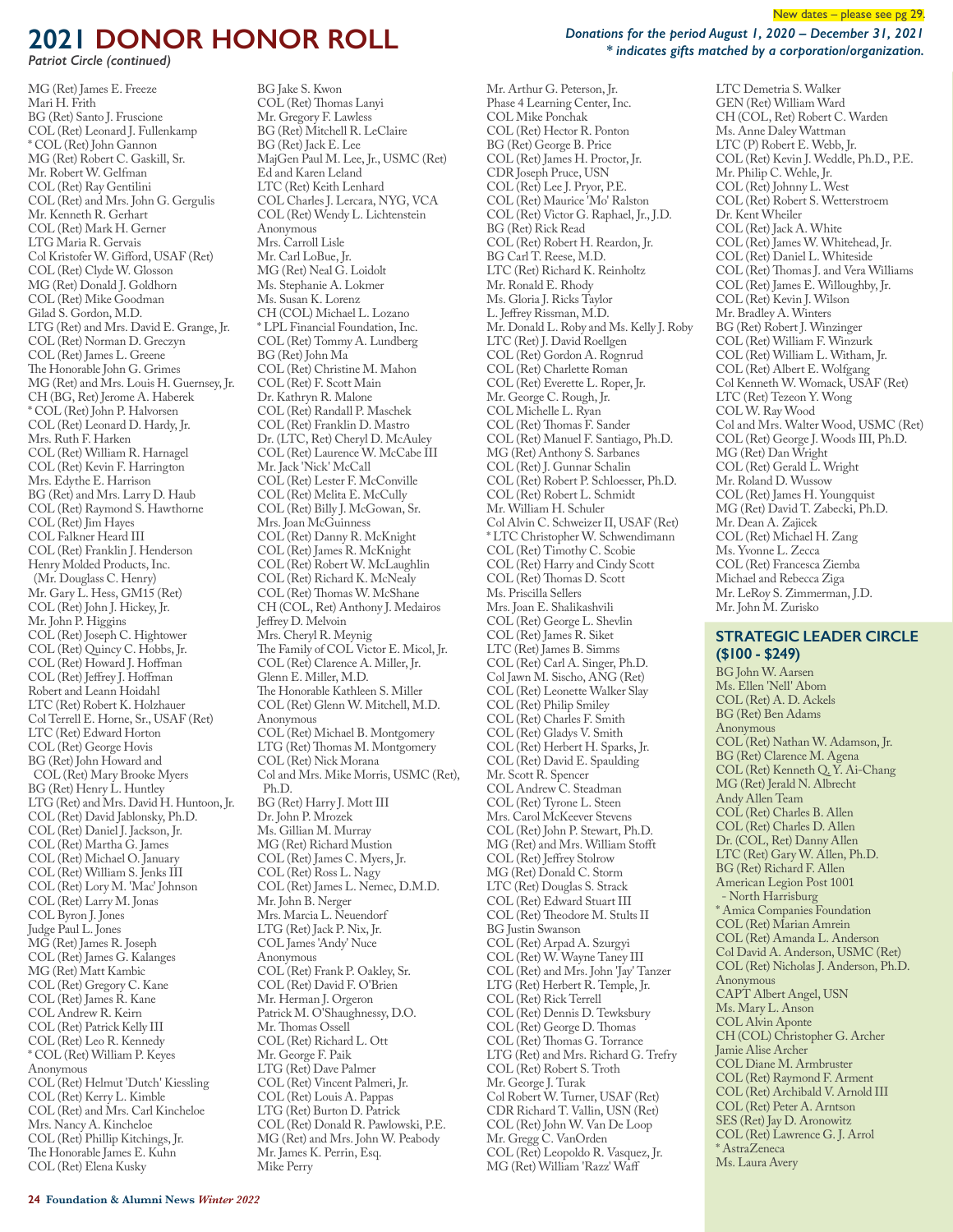New dates – please see pg 29.

# 2021 DONOR HONOR ROLL

*Donations for the period August 1, 2020 – December 31, 2021*
*\* indicates gifts matched by a corporation/organization.*

*Patriot Circle (continued)*

MG (Ret) James E. Freeze
Mari H. Frith
BG (Ret) Santo J. Fruscione
COL (Ret) Leonard J. Fullenkamp
* COL (Ret) John Gannon
MG (Ret) Robert C. Gaskill, Sr.
Mr. Robert W. Gelfman
COL (Ret) Ray Gentilini
COL (Ret) and Mrs. John G. Gergulis
Mr. Kenneth R. Gerhart
COL (Ret) Mark H. Gerner
LTG Maria R. Gervais
Col Kristofer W. Gifford, USAF (Ret)
COL (Ret) Clyde W. Glosson
MG (Ret) Donald J. Goldhorn
COL (Ret) Mike Goodman
Gilad S. Gordon, M.D.
LTG (Ret) and Mrs. David E. Grange, Jr.
COL (Ret) Norman D. Greczyn
COL (Ret) James L. Greene
The Honorable John G. Grimes
MG (Ret) and Mrs. Louis H. Guernsey, Jr.
CH (BG, Ret) Jerome A. Haberek
* COL (Ret) John P. Halvorsen
COL (Ret) Leonard D. Hardy, Jr.
Mrs. Ruth F. Harken
COL (Ret) William R. Harnagel
COL (Ret) Kevin F. Harrington
Mrs. Edythe E. Harrison
BG (Ret) and Mrs. Larry D. Haub
COL (Ret) Raymond S. Hawthorne
COL (Ret) Jim Hayes
COL Falkner Heard III
COL (Ret) Franklin J. Henderson
Henry Molded Products, Inc. (Mr. Douglass C. Henry)
Mr. Gary L. Hess, GM15 (Ret)
COL (Ret) John J. Hickey, Jr.
Mr. John P. Higgins
COL (Ret) Joseph C. Hightower
COL (Ret) Quincy C. Hobbs, Jr.
COL (Ret) Howard J. Hoffman
COL (Ret) Jeffrey J. Hoffman
Robert and Leann Hoidahl
LTC (Ret) Robert K. Holzhauer
Col Terrell E. Horne, Sr., USAF (Ret)
LTC (Ret) Edward Horton
COL (Ret) George Hovis
BG (Ret) John Howard and COL (Ret) Mary Brooke Myers
BG (Ret) Henry L. Huntley
LTG (Ret) and Mrs. David H. Huntoon, Jr.
COL (Ret) David Jablonsky, Ph.D.
COL (Ret) Daniel J. Jackson, Jr.
COL (Ret) Martha G. James
COL (Ret) Michael O. January
COL (Ret) William S. Jenks III
COL (Ret) Lory M. 'Mac' Johnson
COL (Ret) Larry M. Jonas
COL Byron J. Jones
Judge Paul L. Jones
MG (Ret) James R. Joseph
COL (Ret) James G. Kalanges
MG (Ret) Matt Kambic
COL (Ret) Gregory C. Kane
COL (Ret) James R. Kane
COL Andrew R. Keirn
COL (Ret) Patrick Kelly III
COL (Ret) Leo R. Kennedy
* COL (Ret) William P. Keyes
Anonymous
COL (Ret) Helmut 'Dutch' Kiessling
COL (Ret) Kerry L. Kimble
COL (Ret) and Mrs. Carl Kincheloe
Mrs. Nancy A. Kincheloe
COL (Ret) Phillip Kitchings, Jr.
The Honorable James E. Kuhn
COL (Ret) Elena Kusky
BG Jake S. Kwon
COL (Ret) Thomas Lanyi
Mr. Gregory F. Lawless
BG (Ret) Mitchell R. LeClaire
BG (Ret) Jack E. Lee
MajGen Paul M. Lee, Jr., USMC (Ret)
Ed and Karen Leland
LTC (Ret) Keith Lenhard
COL Charles J. Lercara, NYG, VCA
COL (Ret) Wendy L. Lichtenstein
Anonymous
Mrs. Carroll Lisle
Mr. Carl LoBue, Jr.
MG (Ret) Neal G. Loidolt
Ms. Stephanie A. Lokmer
Ms. Susan K. Lorenz
CH (COL) Michael L. Lozano
* LPL Financial Foundation, Inc.
COL (Ret) Tommy A. Lundberg
BG (Ret) John Ma
COL (Ret) Christine M. Mahon
COL (Ret) F. Scott Main
Dr. Kathryn R. Malone
COL (Ret) Randall P. Maschek
COL (Ret) Franklin D. Mastro
Dr. (LTC, Ret) Cheryl D. McAuley
COL (Ret) Laurence W. McCabe III
Mr. Jack 'Nick' McCall
COL (Ret) Lester F. McConville
COL (Ret) Melita E. McCully
COL (Ret) Billy J. McGowan, Sr.
Mrs. Joan McGuinness
COL (Ret) Danny R. McKnight
COL (Ret) James R. McKnight
COL (Ret) Robert W. McLaughlin
COL (Ret) Richard K. McNealy
COL (Ret) Thomas W. McShane
CH (COL, Ret) Anthony J. Medairos
Jeffrey D. Melvoin
Mrs. Cheryl R. Meynig
The Family of COL Victor E. Micol, Jr.
COL (Ret) Clarence A. Miller, Jr.
Glenn E. Miller, M.D.
The Honorable Kathleen S. Miller
COL (Ret) Glenn W. Mitchell, M.D.
Anonymous
COL (Ret) Michael B. Montgomery
LTG (Ret) Thomas M. Montgomery
COL (Ret) Nick Morana
Col and Mrs. Mike Morris, USMC (Ret), Ph.D.
BG (Ret) Harry J. Mott III
Dr. John P. Mrozek
Ms. Gillian M. Murray
MG (Ret) Richard Mustion
COL (Ret) James C. Myers, Jr.
COL (Ret) Ross L. Nagy
COL (Ret) James L. Nemec, D.M.D.
Mr. John B. Nerger
Mrs. Marcia L. Neuendorf
LTG (Ret) Jack P. Nix, Jr.
COL James 'Andy' Nuce
Anonymous
COL (Ret) Frank P. Oakley, Sr.
COL (Ret) David F. O'Brien
Mr. Herman J. Orgeron
Patrick M. O'Shaughnessy, D.O.
Mr. Thomas Ossell
COL (Ret) Richard L. Ott
Mr. George F. Paik
LTG (Ret) Dave Palmer
COL (Ret) Vincent Palmeri, Jr.
COL (Ret) Louis A. Pappas
LTG (Ret) Burton D. Patrick
COL (Ret) Donald R. Pawlowski, P.E.
MG (Ret) and Mrs. John W. Peabody
Mr. James K. Perrin, Esq.
Mike Perry
Mr. Arthur G. Peterson, Jr.
Phase 4 Learning Center, Inc.
COL Mike Ponchak
COL (Ret) Hector R. Ponton
BG (Ret) George B. Price
COL (Ret) James H. Proctor, Jr.
CDR Joseph Pruce, USN
COL (Ret) Lee J. Pryor, P.E.
COL (Ret) Maurice 'Mo' Ralston
COL (Ret) Victor G. Raphael, Jr., J.D.
BG (Ret) Rick Read
COL (Ret) Robert H. Reardon, Jr.
BG Carl T. Reese, M.D.
LTC (Ret) Richard K. Reinholtz
Mr. Ronald E. Rhody
Ms. Gloria J. Ricks Taylor
L. Jeffrey Rissman, M.D.
Mr. Donald L. Roby and Ms. Kelly J. Roby
LTC (Ret) J. David Roellgen
COL (Ret) Gordon A. Rognrud
COL (Ret) Charlette Roman
COL (Ret) Everette L. Roper, Jr.
Mr. George C. Rough, Jr.
COL Michelle L. Ryan
COL (Ret) Thomas F. Sander
COL (Ret) Manuel F. Santiago, Ph.D.
MG (Ret) Anthony S. Sarbanes
COL (Ret) J. Gunnar Schalin
COL (Ret) Robert P. Schloesser, Ph.D.
COL (Ret) Robert L. Schmidt
Mr. William H. Schuler
Col Alvin C. Schweizer II, USAF (Ret)
* LTC Christopher W. Schwendimann
COL (Ret) Timothy C. Scobie
COL (Ret) Harry and Cindy Scott
COL (Ret) Thomas D. Scott
Ms. Priscilla Sellers
Mrs. Joan E. Shalikashvili
COL (Ret) George L. Shevlin
COL (Ret) James R. Siket
LTC (Ret) James B. Simms
COL (Ret) Carl A. Singer, Ph.D.
Col Jawn M. Sischo, ANG (Ret)
COL (Ret) Leonette Walker Slay
COL (Ret) Philip Smiley
COL (Ret) Charles F. Smith
COL (Ret) Gladys V. Smith
COL (Ret) Herbert H. Sparks, Jr.
COL (Ret) David E. Spaulding
Mr. Scott R. Spencer
COL Andrew C. Steadman
COL (Ret) Tyrone L. Steen
Mrs. Carol McKeever Stevens
COL (Ret) John P. Stewart, Ph.D.
MG (Ret) and Mrs. William Stofft
COL (Ret) Jeffrey Stolrow
MG (Ret) Donald C. Storm
LTC (Ret) Douglas S. Strack
COL (Ret) Edward Stuart III
COL (Ret) Theodore M. Stults II
BG Justin Swanson
COL (Ret) Arpad A. Szurgyi
COL (Ret) W. Wayne Taney III
COL (Ret) and Mrs. John 'Jay' Tanzer
LTG (Ret) Herbert R. Temple, Jr.
COL (Ret) Rick Terrell
COL (Ret) Dennis D. Tewksbury
COL (Ret) George D. Thomas
COL (Ret) Thomas G. Torrance
LTG (Ret) and Mrs. Richard G. Trefry
COL (Ret) Robert S. Troth
Mr. George J. Turak
Col Robert W. Turner, USAF (Ret)
CDR Richard T. Vallin, USN (Ret)
COL (Ret) John W. Van De Loop
Mr. Gregg C. VanOrden
COL (Ret) Leopoldo R. Vasquez, Jr.
MG (Ret) William 'Razz' Waff
LTC Demetria S. Walker
GEN (Ret) William Ward
CH (COL, Ret) Robert C. Warden
Ms. Anne Daley Wattman
LTC (P) Robert E. Webb, Jr.
COL (Ret) Kevin J. Weddle, Ph.D., P.E.
Mr. Philip C. Wehle, Jr.
COL (Ret) Johnny L. West
COL (Ret) Robert S. Wetterstroem
Dr. Kent Wheiler
COL (Ret) Jack A. White
COL (Ret) James W. Whitehead, Jr.
COL (Ret) Daniel L. Whiteside
COL (Ret) Thomas J. and Vera Williams
COL (Ret) James E. Willoughby, Jr.
COL (Ret) Kevin J. Wilson
Mr. Bradley A. Winters
BG (Ret) Robert J. Winzinger
COL (Ret) William F. Winzurk
COL (Ret) William L. Witham, Jr.
COL (Ret) Albert E. Wolfgang
Col Kenneth W. Womack, USAF (Ret)
LTC (Ret) Tezeon Y. Wong
COL W. Ray Wood
Col and Mrs. Walter Wood, USMC (Ret)
COL (Ret) George J. Woods III, Ph.D.
MG (Ret) Dan Wright
COL (Ret) Gerald L. Wright
Mr. Roland D. Wussow
COL (Ret) James H. Youngquist
MG (Ret) David T. Zabecki, Ph.D.
Mr. Dean A. Zajicek
COL (Ret) Michael H. Zang
Ms. Yvonne L. Zecca
COL (Ret) Francesca Ziemba
Michael and Rebecca Ziga
Mr. LeRoy S. Zimmerman, J.D.
Mr. John M. Zurisko

## STRATEGIC LEADER CIRCLE ($100 - $249)

BG John W. Aarsen
Ms. Ellen 'Nell' Abom
COL (Ret) A. D. Ackels
BG (Ret) Ben Adams
Anonymous
COL (Ret) Nathan W. Adamson, Jr.
BG (Ret) Clarence M. Agena
COL (Ret) Kenneth Q. Y. Ai-Chang
MG (Ret) Jerald N. Albrecht
Andy Allen Team
COL (Ret) Charles B. Allen
COL (Ret) Charles D. Allen
Dr. (COL, Ret) Danny Allen
LTC (Ret) Gary W. Allen, Ph.D.
BG (Ret) Richard F. Allen
American Legion Post 1001 - North Harrisburg
* Amica Companies Foundation
COL (Ret) Marian Amrein
COL (Ret) Amanda L. Anderson
Col David A. Anderson, USMC (Ret)
COL (Ret) Nicholas J. Anderson, Ph.D.
Anonymous
CAPT Albert Angel, USN
Ms. Mary L. Anson
COL Alvin Aponte
CH (COL) Christopher G. Archer
Jamie Alise Archer
COL Diane M. Armbruster
COL (Ret) Raymond F. Arment
COL (Ret) Archibald V. Arnold III
COL (Ret) Peter A. Arntson
SES (Ret) Jay D. Aronowitz
COL (Ret) Lawrence G. J. Arrol
* AstraZeneca
Ms. Laura Avery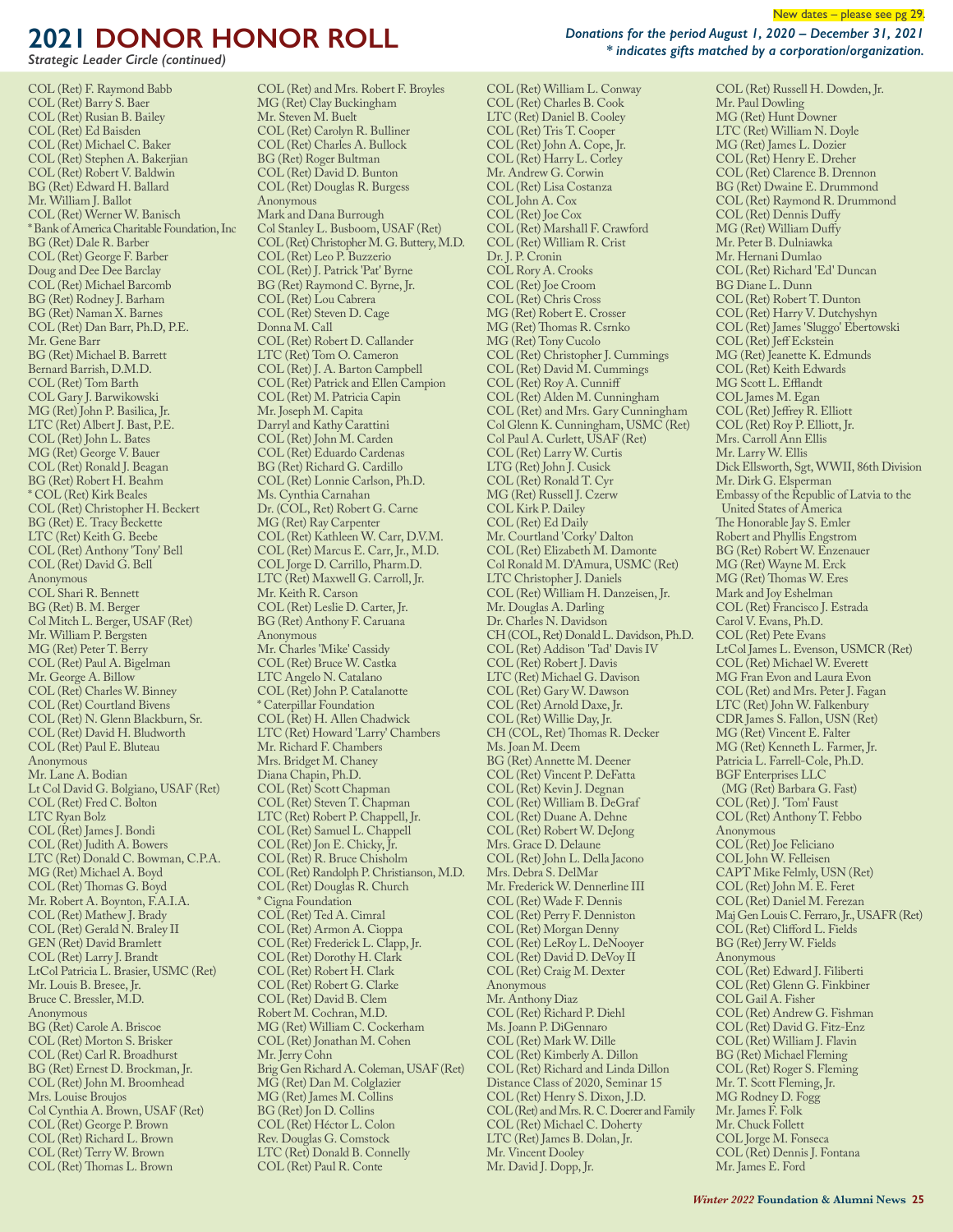New dates – please see pg 29.

# 2021 DONOR HONOR ROLL

*Strategic Leader Circle (continued)*

***Donations for the period August 1, 2020 – December 31, 2021***
***\* indicates gifts matched by a corporation/organization.***

COL (Ret) F. Raymond Babb
COL (Ret) Barry S. Baer
COL (Ret) Rusian B. Bailey
COL (Ret) Ed Baisden
COL (Ret) Michael C. Baker
COL (Ret) Stephen A. Bakerjian
COL (Ret) Robert V. Baldwin
BG (Ret) Edward H. Ballard
Mr. William J. Ballot
COL (Ret) Werner W. Banisch
\* Bank of America Charitable Foundation, Inc
BG (Ret) Dale R. Barber
COL (Ret) George F. Barber
Doug and Dee Dee Barclay
COL (Ret) Michael Barcomb
BG (Ret) Rodney J. Barham
BG (Ret) Naman X. Barnes
COL (Ret) Dan Barr, Ph.D, P.E.
Mr. Gene Barr
BG (Ret) Michael B. Barrett
Bernard Barrish, D.M.D.
COL (Ret) Tom Barth
COL Gary J. Barwikowski
MG (Ret) John P. Basilica, Jr.
LTC (Ret) Albert J. Bast, P.E.
COL (Ret) John L. Bates
MG (Ret) George V. Bauer
COL (Ret) Ronald J. Beagan
BG (Ret) Robert H. Beahm
\* COL (Ret) Kirk Beales
COL (Ret) Christopher H. Beckert
BG (Ret) E. Tracy Beckette
LTC (Ret) Keith G. Beebe
COL (Ret) Anthony 'Tony' Bell
COL (Ret) David G. Bell
Anonymous
COL Shari R. Bennett
BG (Ret) B. M. Berger
Col Mitch L. Berger, USAF (Ret)
Mr. William P. Bergsten
MG (Ret) Peter T. Berry
COL (Ret) Paul A. Bigelman
Mr. George A. Billow
COL (Ret) Charles W. Binney
COL (Ret) Courtland Bivens
COL (Ret) N. Glenn Blackburn, Sr.
COL (Ret) David H. Bludworth
COL (Ret) Paul E. Bluteau
Anonymous
Mr. Lane A. Bodian
Lt Col David G. Bolgiano, USAF (Ret)
COL (Ret) Fred C. Bolton
LTC Ryan Bolz
COL (Ret) James J. Bondi
COL (Ret) Judith A. Bowers
LTC (Ret) Donald C. Bowman, C.P.A.
MG (Ret) Michael A. Boyd
COL (Ret) Thomas G. Boyd
Mr. Robert A. Boynton, F.A.I.A.
COL (Ret) Mathew J. Brady
COL (Ret) Gerald N. Braley II
GEN (Ret) David Bramlett
COL (Ret) Larry J. Brandt
LtCol Patricia L. Brasier, USMC (Ret)
Mr. Louis B. Bresee, Jr.
Bruce C. Bressler, M.D.
Anonymous
BG (Ret) Carole A. Briscoe
COL (Ret) Morton S. Brisker
COL (Ret) Carl R. Broadhurst
BG (Ret) Ernest D. Brockman, Jr.
COL (Ret) John M. Broomhead
Mrs. Louise Broujos
Col Cynthia A. Brown, USAF (Ret)
COL (Ret) George P. Brown
COL (Ret) Richard L. Brown
COL (Ret) Terry W. Brown
COL (Ret) Thomas L. Brown
COL (Ret) and Mrs. Robert F. Broyles
MG (Ret) Clay Buckingham
Mr. Steven M. Buelt
COL (Ret) Carolyn R. Bulliner
COL (Ret) Charles A. Bullock
BG (Ret) Roger Bultman
COL (Ret) David D. Bunton
COL (Ret) Douglas R. Burgess
Anonymous
Mark and Dana Burrough
Col Stanley L. Busboom, USAF (Ret)
COL (Ret) Christopher M. G. Buttery, M.D.
COL (Ret) Leo P. Buzzerio
COL (Ret) J. Patrick 'Pat' Byrne
BG (Ret) Raymond C. Byrne, Jr.
COL (Ret) Lou Cabrera
COL (Ret) Steven D. Cage
Donna M. Call
COL (Ret) Robert D. Callander
LTC (Ret) Tom O. Cameron
COL (Ret) J. A. Barton Campbell
COL (Ret) Patrick and Ellen Campion
COL (Ret) M. Patricia Capin
Mr. Joseph M. Capita
Darryl and Kathy Carattini
COL (Ret) John M. Carden
COL (Ret) Eduardo Cardenas
BG (Ret) Richard G. Cardillo
COL (Ret) Lonnie Carlson, Ph.D.
Ms. Cynthia Carnahan
Dr. (COL, Ret) Robert G. Carne
MG (Ret) Ray Carpenter
COL (Ret) Kathleen W. Carr, D.V.M.
COL (Ret) Marcus E. Carr, Jr., M.D.
COL Jorge D. Carrillo, Pharm.D.
LTC (Ret) Maxwell G. Carroll, Jr.
Mr. Keith R. Carson
COL (Ret) Leslie D. Carter, Jr.
BG (Ret) Anthony F. Caruana
Anonymous
Mr. Charles 'Mike' Cassidy
COL (Ret) Bruce W. Castka
LTC Angelo N. Catalano
COL (Ret) John P. Catalanotte
\* Caterpillar Foundation
COL (Ret) H. Allen Chadwick
LTC (Ret) Howard 'Larry' Chambers
Mr. Richard F. Chambers
Mrs. Bridget M. Chaney
Diana Chapin, Ph.D.
COL (Ret) Scott Chapman
COL (Ret) Steven T. Chapman
LTC (Ret) Robert P. Chappell, Jr.
COL (Ret) Samuel L. Chappell
COL (Ret) Jon E. Chicky, Jr.
COL (Ret) R. Bruce Chisholm
COL (Ret) Randolph P. Christianson, M.D.
COL (Ret) Douglas R. Church
\* Cigna Foundation
COL (Ret) Ted A. Cimral
COL (Ret) Armon A. Cioppa
COL (Ret) Frederick L. Clapp, Jr.
COL (Ret) Dorothy H. Clark
COL (Ret) Robert H. Clark
COL (Ret) Robert G. Clarke
COL (Ret) David B. Clem
Robert M. Cochran, M.D.
MG (Ret) William C. Cockerham
COL (Ret) Jonathan M. Cohen
Mr. Jerry Cohn
Brig Gen Richard A. Coleman, USAF (Ret)
MG (Ret) Dan M. Colglazier
MG (Ret) James M. Collins
BG (Ret) Jon D. Collins
COL (Ret) Héctor L. Colon
Rev. Douglas G. Comstock
LTC (Ret) Donald B. Connelly
COL (Ret) Paul R. Conte
COL (Ret) William L. Conway
COL (Ret) Charles B. Cook
LTC (Ret) Daniel B. Cooley
COL (Ret) Tris T. Cooper
COL (Ret) John A. Cope, Jr.
COL (Ret) Harry L. Corley
Mr. Andrew G. Corwin
COL (Ret) Lisa Costanza
COL John A. Cox
COL (Ret) Joe Cox
COL (Ret) Marshall F. Crawford
COL (Ret) William R. Crist
Dr. J. P. Cronin
COL Rory A. Crooks
COL (Ret) Joe Croom
COL (Ret) Chris Cross
MG (Ret) Robert E. Crosser
MG (Ret) Thomas R. Csrnko
MG (Ret) Tony Cucolo
COL (Ret) Christopher J. Cummings
COL (Ret) David M. Cummings
COL (Ret) Roy A. Cunniff
COL (Ret) Alden M. Cunningham
COL (Ret) and Mrs. Gary Cunningham
Col Glenn K. Cunningham, USMC (Ret)
Col Paul A. Curlett, USAF (Ret)
COL (Ret) Larry W. Curtis
LTG (Ret) John J. Cusick
COL (Ret) Ronald T. Cyr
MG (Ret) Russell J. Czerw
COL Kirk P. Dailey
COL (Ret) Ed Daily
Mr. Courtland 'Corky' Dalton
COL (Ret) Elizabeth M. Damonte
Col Ronald M. D'Amura, USMC (Ret)
LTC Christopher J. Daniels
COL (Ret) William H. Danzeisen, Jr.
Mr. Douglas A. Darling
Dr. Charles N. Davidson
CH (COL, Ret) Donald L. Davidson, Ph.D.
COL (Ret) Addison 'Tad' Davis IV
COL (Ret) Robert J. Davis
LTC (Ret) Michael G. Davison
COL (Ret) Gary W. Dawson
COL (Ret) Arnold Daxe, Jr.
COL (Ret) Willie Day, Jr.
CH (COL, Ret) Thomas R. Decker
Ms. Joan M. Deem
BG (Ret) Annette M. Deener
COL (Ret) Vincent P. DeFatta
COL (Ret) Kevin J. Degnan
COL (Ret) William B. DeGraf
COL (Ret) Duane A. Dehne
COL (Ret) Robert W. DeJong
Mrs. Grace D. Delaune
COL (Ret) John L. Della Jacono
Mrs. Debra S. DelMar
Mr. Frederick W. Dennerline III
COL (Ret) Wade F. Dennis
COL (Ret) Perry F. Denniston
COL (Ret) Morgan Denny
COL (Ret) LeRoy L. DeNooyer
COL (Ret) David D. DeVoy II
COL (Ret) Craig M. Dexter
Anonymous
Mr. Anthony Diaz
COL (Ret) Richard P. Diehl
Ms. Joann P. DiGennaro
COL (Ret) Mark W. Dille
COL (Ret) Kimberly A. Dillon
COL (Ret) Richard and Linda Dillon
Distance Class of 2020, Seminar 15
COL (Ret) Henry S. Dixon, J.D.
COL (Ret) and Mrs. R. C. Doerer and Family
COL (Ret) Michael C. Doherty
LTC (Ret) James B. Dolan, Jr.
Mr. Vincent Dooley
Mr. David J. Dopp, Jr.
COL (Ret) Russell H. Dowden, Jr.
Mr. Paul Dowling
MG (Ret) Hunt Downer
LTC (Ret) William N. Doyle
MG (Ret) James L. Dozier
COL (Ret) Henry E. Dreher
COL (Ret) Clarence B. Drennon
BG (Ret) Dwaine E. Drummond
COL (Ret) Raymond R. Drummond
COL (Ret) Dennis Duffy
MG (Ret) William Duffy
Mr. Peter B. Dulniawka
Mr. Hernani Dumlao
COL (Ret) Richard 'Ed' Duncan
BG Diane L. Dunn
COL (Ret) Robert T. Dunton
COL (Ret) Harry V. Dutchyshyn
COL (Ret) James 'Sluggo' Ebertowski
COL (Ret) Jeff Eckstein
MG (Ret) Jeanette K. Edmunds
COL (Ret) Keith Edwards
MG Scott L. Efflandt
COL James M. Egan
COL (Ret) Jeffrey R. Elliott
COL (Ret) Roy P. Elliott, Jr.
Mrs. Carroll Ann Ellis
Mr. Larry W. Ellis
Dick Ellsworth, Sgt, WWII, 86th Division
Mr. Dirk G. Elsperman
Embassy of the Republic of Latvia to the United States of America
The Honorable Jay S. Emler
Robert and Phyllis Engstrom
BG (Ret) Robert W. Enzenauer
MG (Ret) Wayne M. Erck
MG (Ret) Thomas W. Eres
Mark and Joy Eshelman
COL (Ret) Francisco J. Estrada
Carol V. Evans, Ph.D.
COL (Ret) Pete Evans
LtCol James L. Evenson, USMCR (Ret)
COL (Ret) Michael W. Everett
MG Fran Evon and Laura Evon
COL (Ret) and Mrs. Peter J. Fagan
LTC (Ret) John W. Falkenbury
CDR James S. Fallon, USN (Ret)
MG (Ret) Vincent E. Falter
MG (Ret) Kenneth L. Farmer, Jr.
Patricia L. Farrell-Cole, Ph.D.
BGF Enterprises LLC (MG (Ret) Barbara G. Fast)
COL (Ret) J. 'Tom' Faust
COL (Ret) Anthony T. Febbo
Anonymous
COL (Ret) Joe Feliciano
COL John W. Felleisen
CAPT Mike Felmly, USN (Ret)
COL (Ret) John M. E. Feret
COL (Ret) Daniel M. Ferezan
Maj Gen Louis C. Ferraro, Jr., USAFR (Ret)
COL (Ret) Clifford L. Fields
BG (Ret) Jerry W. Fields
Anonymous
COL (Ret) Edward J. Filiberti
COL (Ret) Glenn G. Finkbiner
COL Gail A. Fisher
COL (Ret) Andrew G. Fishman
COL (Ret) David G. Fitz-Enz
COL (Ret) William J. Flavin
BG (Ret) Michael Fleming
COL (Ret) Roger S. Fleming
Mr. T. Scott Fleming, Jr.
MG Rodney D. Fogg
Mr. James F. Folk
Mr. Chuck Follett
COL Jorge M. Fonseca
COL (Ret) Dennis J. Fontana
Mr. James E. Ford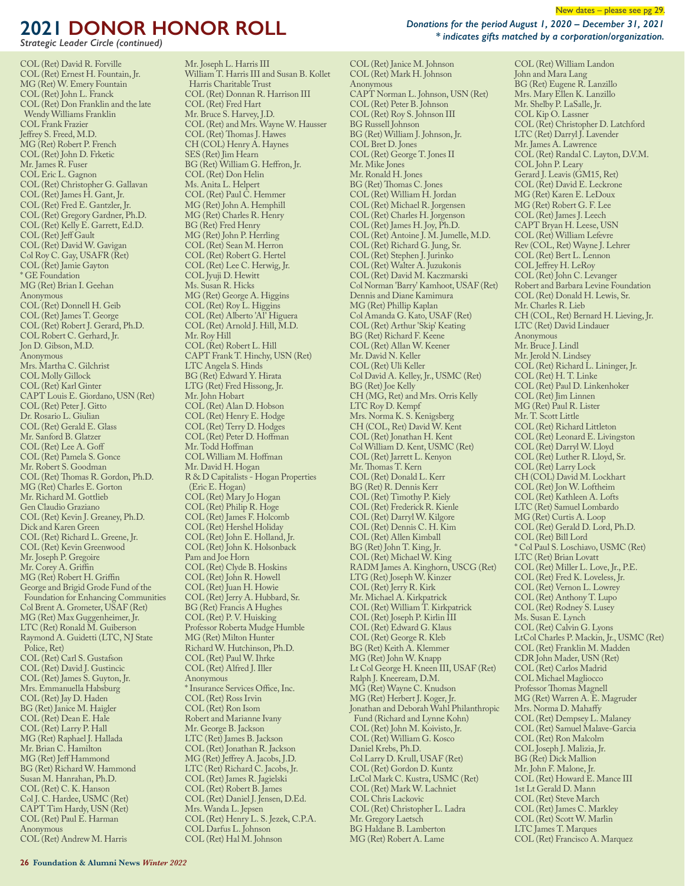New dates – please see pg 29.

# 2021 DONOR HONOR ROLL

*Strategic Leader Circle (continued)*

*Donations for the period August 1, 2020 – December 31, 2021*
*\* indicates gifts matched by a corporation/organization.*

COL (Ret) David R. Forville
COL (Ret) Ernest H. Fountain, Jr.
MG (Ret) W. Emery Fountain
COL (Ret) John L. Franck
COL (Ret) Don Franklin and the late Wendy Williams Franklin
COL Frank Frazier
Jeffrey S. Freed, M.D.
MG (Ret) Robert P. French
COL (Ret) John D. Frketic
Mr. James R. Fuser
COL Eric L. Gagnon
COL (Ret) Christopher G. Gallavan
COL (Ret) James H. Gant, Jr.
COL (Ret) Fred E. Gantzler, Jr.
COL (Ret) Gregory Gardner, Ph.D.
COL (Ret) Kelly E. Garrett, Ed.D.
COL (Ret) Jeff Gault
COL (Ret) David W. Gavigan
Col Roy C. Gay, USAFR (Ret)
COL (Ret) Jamie Gayton
* GE Foundation
MG (Ret) Brian I. Geehan
Anonymous
COL (Ret) Donnell H. Geib
COL (Ret) James T. George
COL (Ret) Robert J. Gerard, Ph.D.
COL Robert C. Gerhard, Jr.
Jon D. Gibson, M.D.
Anonymous
Mrs. Martha C. Gilchrist
COL Molly Gillock
COL (Ret) Karl Ginter
CAPT Louis E. Giordano, USN (Ret)
COL (Ret) Peter J. Gitto
Dr. Rosario L. Giulian
COL (Ret) Gerald E. Glass
Mr. Sanford B. Glatzer
COL (Ret) Lee A. Goff
COL (Ret) Pamela S. Gonce
Mr. Robert S. Goodman
COL (Ret) Thomas R. Gordon, Ph.D.
MG (Ret) Charles E. Gorton
Mr. Richard M. Gottlieb
Gen Claudio Graziano
COL (Ret) Kevin J. Greaney, Ph.D.
Dick and Karen Green
COL (Ret) Richard L. Greene, Jr.
COL (Ret) Kevin Greenwood
Mr. Joseph P. Gregoire
Mr. Corey A. Griffin
MG (Ret) Robert H. Griffin
George and Brigid Grode Fund of the Foundation for Enhancing Communities
Col Brent A. Grometer, USAF (Ret)
MG (Ret) Max Guggenheimer, Jr.
LTC (Ret) Ronald M. Guiberson
Raymond A. Guidetti (LTC, NJ State Police, Ret)
COL (Ret) Carl S. Gustafson
COL (Ret) David J. Gustincic
COL (Ret) James S. Guyton, Jr.
Mrs. Emmanuella Habsburg
COL (Ret) Jay D. Haden
BG (Ret) Janice M. Haigler
COL (Ret) Dean E. Hale
COL (Ret) Larry P. Hall
MG (Ret) Raphael J. Hallada
Mr. Brian C. Hamilton
MG (Ret) Jeff Hammond
BG (Ret) Richard W. Hammond
Susan M. Hanrahan, Ph.D.
COL (Ret) C. K. Hanson
Col J. C. Hardee, USMC (Ret)
CAPT Tim Hardy, USN (Ret)
COL (Ret) Paul E. Harman
Anonymous
COL (Ret) Andrew M. Harris
Mr. Joseph L. Harris III
William T. Harris III and Susan B. Kollet Harris Charitable Trust
COL (Ret) Donnan R. Harrison III
COL (Ret) Fred Hart
Mr. Bruce S. Harvey, J.D.
COL (Ret) and Mrs. Wayne W. Hausser
COL (Ret) Thomas J. Hawes
CH (COL) Henry A. Haynes
SES (Ret) Jim Hearn
BG (Ret) William G. Heffron, Jr.
COL (Ret) Don Helin
Ms. Anita L. Helpert
COL (Ret) Paul C. Hemmer
MG (Ret) John A. Hemphill
MG (Ret) Charles R. Henry
BG (Ret) Fred Henry
MG (Ret) John P. Herrling
COL (Ret) Sean M. Herron
COL (Ret) Robert G. Hertel
COL (Ret) Lee C. Herwig, Jr.
COL Jyuji D. Hewitt
Ms. Susan R. Hicks
MG (Ret) George A. Higgins
COL (Ret) Roy L. Higgins
COL (Ret) Alberto 'Al' Higuera
COL (Ret) Arnold J. Hill, M.D.
Mr. Roy Hill
COL (Ret) Robert L. Hill
CAPT Frank T. Hinchy, USN (Ret)
LTC Angela S. Hinds
BG (Ret) Edward Y. Hirata
LTG (Ret) Fred Hissong, Jr.
Mr. John Hobart
COL (Ret) Alan D. Hobson
COL (Ret) Henry E. Hodge
COL (Ret) Terry D. Hodges
COL (Ret) Peter D. Hoffman
Mr. Todd Hoffman
COL William M. Hoffman
Mr. David H. Hogan
R & D Capitalists - Hogan Properties (Eric E. Hogan)
COL (Ret) Mary Jo Hogan
COL (Ret) Philip R. Hoge
COL (Ret) James F. Holcomb
COL (Ret) Hershel Holiday
COL (Ret) John E. Holland, Jr.
COL (Ret) John K. Holsonback
Pam and Joe Horn
COL (Ret) Clyde B. Hoskins
COL (Ret) John R. Howell
COL (Ret) Juan H. Howie
COL (Ret) Jerry A. Hubbard, Sr.
BG (Ret) Francis A Hughes
COL (Ret) P. V. Huisking
Professor Roberta Mudge Humble
MG (Ret) Milton Hunter
Richard W. Hutchinson, Ph.D.
COL (Ret) Paul W. Ihrke
COL (Ret) Alfred J. Iller
Anonymous
* Insurance Services Office, Inc.
COL (Ret) Ross Irvin
COL (Ret) Ron Isom
Robert and Marianne Ivany
Mr. George B. Jackson
LTC (Ret) James B. Jackson
COL (Ret) Jonathan R. Jackson
MG (Ret) Jeffrey A. Jacobs, J.D.
LTC (Ret) Richard C. Jacobs, Jr.
COL (Ret) James R. Jagielski
COL (Ret) Robert B. James
COL (Ret) Daniel J. Jensen, D.Ed.
Mrs. Wanda L. Jepsen
COL (Ret) Henry L. S. Jezek, C.P.A.
COL Darfus L. Johnson
COL (Ret) Hal M. Johnson
COL (Ret) Janice M. Johnson
COL (Ret) Mark H. Johnson
Anonymous
CAPT Norman L. Johnson, USN (Ret)
COL (Ret) Peter B. Johnson
COL (Ret) Roy S. Johnson III
BG Russell Johnson
BG (Ret) William J. Johnson, Jr.
COL Bret D. Jones
COL (Ret) George T. Jones II
Mr. Mike Jones
Mr. Ronald H. Jones
BG (Ret) Thomas C. Jones
COL (Ret) William H. Jordan
COL (Ret) Michael R. Jorgensen
COL (Ret) Charles H. Jorgenson
COL (Ret) James H. Joy, Ph.D.
COL (Ret) Antoine J. M. Jumelle, M.D.
COL (Ret) Richard G. Jung, Sr.
COL (Ret) Stephen J. Jurinko
COL (Ret) Walter A. Juzukonis
COL (Ret) David M. Kaczmarski
Col Norman 'Barry' Kamhoot, USAF (Ret)
Dennis and Diane Kamimura
MG (Ret) Phillip Kaplan
Col Amanda G. Kato, USAF (Ret)
COL (Ret) Arthur 'Skip' Keating
BG (Ret) Richard F. Keene
COL (Ret) Allan W. Keener
Mr. David N. Keller
COL (Ret) Uli Keller
Col David A. Kelley, Jr., USMC (Ret)
BG (Ret) Joe Kelly
CH (MG, Ret) and Mrs. Orris Kelly
LTC Roy D. Kempf
Mrs. Norma K. S. Kenigsberg
CH (COL, Ret) David W. Kent
COL (Ret) Jonathan H. Kent
Col William D. Kent, USMC (Ret)
COL (Ret) Jarrett L. Kenyon
Mr. Thomas T. Kern
COL (Ret) Donald L. Kerr
BG (Ret) R. Dennis Kerr
COL (Ret) Timothy P. Kiely
COL (Ret) Frederick R. Kienle
COL (Ret) Darryl W. Kilgore
COL (Ret) Dennis C. H. Kim
COL (Ret) Allen Kimball
BG (Ret) John T. King, Jr.
COL (Ret) Michael W. King
RADM James A. Kinghorn, USCG (Ret)
LTG (Ret) Joseph W. Kinzer
COL (Ret) Jerry R. Kirk
Mr. Michael A. Kirkpatrick
COL (Ret) William T. Kirkpatrick
COL (Ret) Joseph P. Kirlin III
COL (Ret) Edward G. Klaus
COL (Ret) George R. Kleb
BG (Ret) Keith A. Klemmer
MG (Ret) John W. Knapp
Lt Col George H. Kneen III, USAF (Ret)
Ralph J. Kneeream, D.M.
MG (Ret) Wayne C. Knudson
MG (Ret) Herbert J. Koger, Jr.
Jonathan and Deborah Wahl Philanthropic Fund (Richard and Lynne Kohn)
COL (Ret) John M. Koivisto, Jr.
COL (Ret) William G. Kosco
Daniel Krebs, Ph.D.
Col Larry D. Krull, USAF (Ret)
COL (Ret) Gordon D. Kuntz
LtCol Mark C. Kustra, USMC (Ret)
COL (Ret) Mark W. Lachniet
COL Chris Lackovic
COL (Ret) Christopher L. Ladra
Mr. Gregory Laetsch
BG Haldane B. Lamberton
MG (Ret) Robert A. Lame
COL (Ret) William Landon
John and Mara Lang
BG (Ret) Eugene R. Lanzillo
Mrs. Mary Ellen K. Lanzillo
Mr. Shelby P. LaSalle, Jr.
COL Kip O. Lassner
COL (Ret) Christopher D. Latchford
LTC (Ret) Darryl J. Lavender
Mr. James A. Lawrence
COL (Ret) Randal C. Layton, D.V.M.
COL John P. Leary
Gerard J. Leavis (GM15, Ret)
COL (Ret) David E. Leckrone
MG (Ret) Karen E. LeDoux
MG (Ret) Robert G. F. Lee
COL (Ret) James J. Leech
CAPT Bryan H. Leese, USN
COL (Ret) William Lefevre
Rev (COL, Ret) Wayne J. Lehrer
COL (Ret) Bert L. Lennon
COL Jeffrey H. LeRoy
COL (Ret) John C. Levanger
Robert and Barbara Levine Foundation
COL (Ret) Donald H. Lewis, Sr.
Mr. Charles R. Lieb
CH (COL, Ret) Bernard H. Lieving, Jr.
LTC (Ret) David Lindauer
Anonymous
Mr. Bruce J. Lindl
Mr. Jerold N. Lindsey
COL (Ret) Richard L. Lininger, Jr.
COL (Ret) H. T. Linke
COL (Ret) Paul D. Linkenhoker
COL (Ret) Jim Linnen
MG (Ret) Paul R. Lister
Mr. T. Scott Little
COL (Ret) Richard Littleton
COL (Ret) Leonard E. Livingston
COL (Ret) Darryl W. Lloyd
COL (Ret) Luther R. Lloyd, Sr.
COL (Ret) Larry Lock
CH (COL) David M. Lockhart
COL (Ret) Jon W. Loftheim
COL (Ret) Kathleen A. Lofts
LTC (Ret) Samuel Lombardo
MG (Ret) Curtis A. Loop
COL (Ret) Gerald D. Lord, Ph.D.
COL (Ret) Bill Lord
* Col Paul S. Loschiavo, USMC (Ret)
LTC (Ret) Brian Lovatt
COL (Ret) Miller L. Love, Jr., P.E.
COL (Ret) Fred K. Loveless, Jr.
COL (Ret) Vernon L. Lowrey
COL (Ret) Anthony T. Lupo
COL (Ret) Rodney S. Lusey
Ms. Susan E. Lynch
COL (Ret) Calvin G. Lyons
LtCol Charles P. Mackin, Jr., USMC (Ret)
COL (Ret) Franklin M. Madden
CDR John Mader, USN (Ret)
COL (Ret) Carlos Madrid
COL Michael Magliocco
Professor Thomas Magnell
MG (Ret) Warren A. E. Magruder
Mrs. Norma D. Mahaffy
COL (Ret) Dempsey L. Malaney
COL (Ret) Samuel Malave-Garcia
COL (Ret) Ron Malcolm
COL Joseph J. Malizia, Jr.
BG (Ret) Dick Mallion
Mr. John F. Malone, Jr.
COL (Ret) Howard E. Mance III
1st Lt Gerald D. Mann
COL (Ret) Steve March
COL (Ret) James C. Markley
COL (Ret) Scott W. Marlin
LTC James T. Marques
COL (Ret) Francisco A. Marquez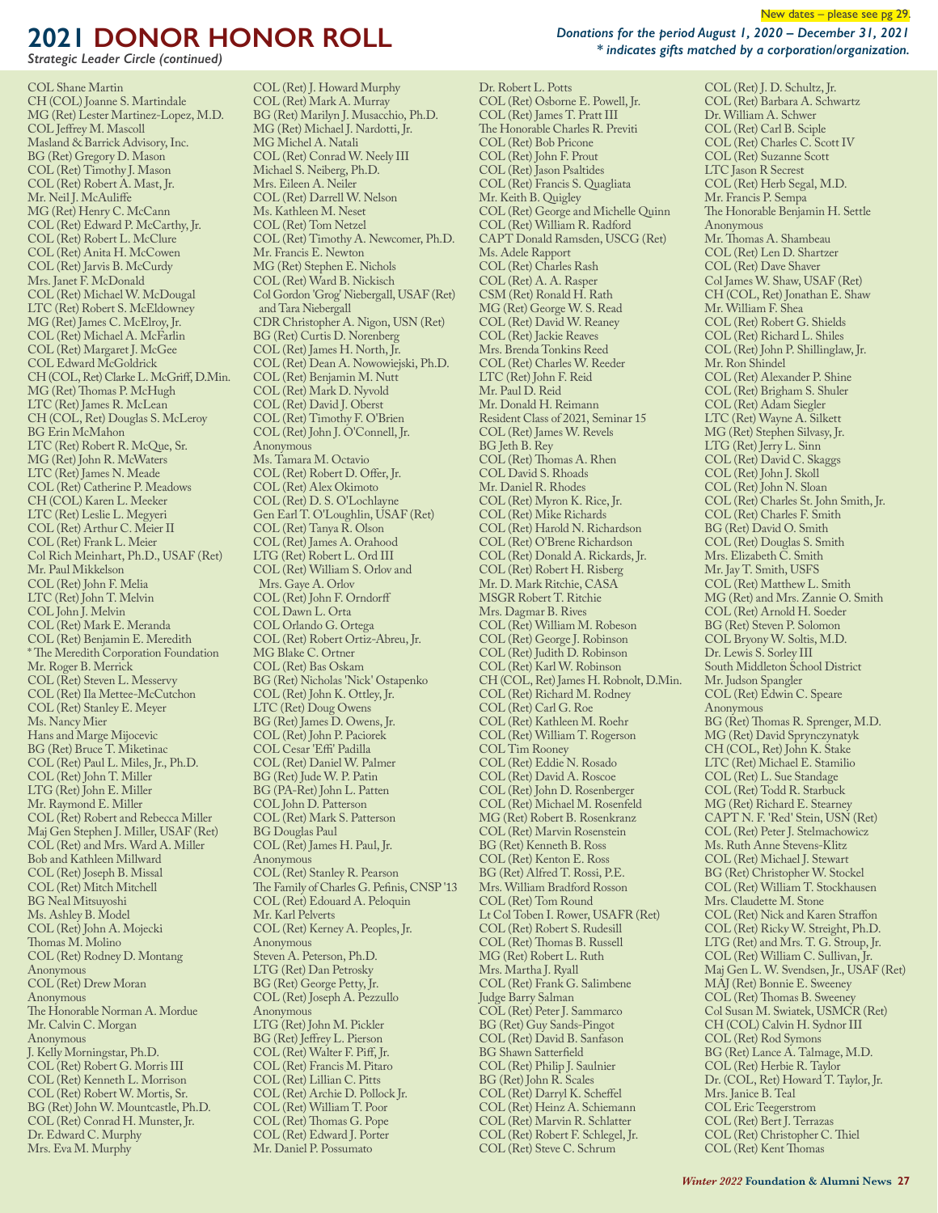New dates – please see pg 29.

# 2021 DONOR HONOR ROLL

*Strategic Leader Circle (continued)*

***Donations for the period August 1, 2020 – December 31, 2021***
***\* indicates gifts matched by a corporation/organization.***

COL Shane Martin
CH (COL) Joanne S. Martindale
MG (Ret) Lester Martinez-Lopez, M.D.
COL Jeffrey M. Mascoll
Masland & Barrick Advisory, Inc.
BG (Ret) Gregory D. Mason
COL (Ret) Timothy J. Mason
COL (Ret) Robert A. Mast, Jr.
Mr. Neil J. McAuliffe
MG (Ret) Henry C. McCann
COL (Ret) Edward P. McCarthy, Jr.
COL (Ret) Robert L. McClure
COL (Ret) Anita H. McCowen
COL (Ret) Jarvis B. McCurdy
Mrs. Janet F. McDonald
COL (Ret) Michael W. McDougal
LTC (Ret) Robert S. McEldowney
MG (Ret) James C. McElroy, Jr.
COL (Ret) Michael A. McFarlin
COL (Ret) Margaret J. McGee
COL Edward McGoldrick
CH (COL, Ret) Clarke L. McGriff, D.Min.
MG (Ret) Thomas P. McHugh
LTC (Ret) James R. McLean
CH (COL, Ret) Douglas S. McLeroy
BG Erin McMahon
LTC (Ret) Robert R. McQue, Sr.
MG (Ret) John R. McWaters
LTC (Ret) James N. Meade
COL (Ret) Catherine P. Meadows
CH (COL) Karen L. Meeker
LTC (Ret) Leslie L. Megyeri
COL (Ret) Arthur C. Meier II
COL (Ret) Frank L. Meier
Col Rich Meinhart, Ph.D., USAF (Ret)
Mr. Paul Mikkelson
COL (Ret) John F. Melia
LTC (Ret) John T. Melvin
COL John J. Melvin
COL (Ret) Mark E. Meranda
COL (Ret) Benjamin E. Meredith
* The Meredith Corporation Foundation
Mr. Roger B. Merrick
COL (Ret) Steven L. Messervy
COL (Ret) Ila Mettee-McCutchon
COL (Ret) Stanley E. Meyer
Ms. Nancy Mier
Hans and Marge Mijocevic
BG (Ret) Bruce T. Miketinac
COL (Ret) Paul L. Miles, Jr., Ph.D.
COL (Ret) John T. Miller
LTG (Ret) John E. Miller
Mr. Raymond E. Miller
COL (Ret) Robert and Rebecca Miller
Maj Gen Stephen J. Miller, USAF (Ret)
COL (Ret) and Mrs. Ward A. Miller
Bob and Kathleen Millward
COL (Ret) Joseph B. Missal
COL (Ret) Mitch Mitchell
BG Neal Mitsuyoshi
Ms. Ashley B. Model
COL (Ret) John A. Mojecki
Thomas M. Molino
COL (Ret) Rodney D. Montang
Anonymous
COL (Ret) Drew Moran
Anonymous
The Honorable Norman A. Mordue
Mr. Calvin C. Morgan
Anonymous
J. Kelly Morningstar, Ph.D.
COL (Ret) Robert G. Morris III
COL (Ret) Kenneth L. Morrison
COL (Ret) Robert W. Mortis, Sr.
BG (Ret) John W. Mountcastle, Ph.D.
COL (Ret) Conrad H. Munster, Jr.
Dr. Edward C. Murphy
Mrs. Eva M. Murphy
COL (Ret) J. Howard Murphy
COL (Ret) Mark A. Murray
BG (Ret) Marilyn J. Musacchio, Ph.D.
MG (Ret) Michael J. Nardotti, Jr.
MG Michel A. Natali
COL (Ret) Conrad W. Neely III
Michael S. Neiberg, Ph.D.
Mrs. Eileen A. Neiler
COL (Ret) Darrell W. Nelson
Ms. Kathleen M. Neset
COL (Ret) Tom Netzel
COL (Ret) Timothy A. Newcomer, Ph.D.
Mr. Francis E. Newton
MG (Ret) Stephen E. Nichols
COL (Ret) Ward B. Nickisch
Col Gordon 'Grog' Niebergall, USAF (Ret) and Tara Niebergall
CDR Christopher A. Nigon, USN (Ret)
BG (Ret) Curtis D. Norenberg
COL (Ret) James H. North, Jr.
COL (Ret) Dean A. Nowowiejski, Ph.D.
COL (Ret) Benjamin M. Nutt
COL (Ret) Mark D. Nyvold
COL (Ret) David J. Oberst
COL (Ret) Timothy F. O'Brien
COL (Ret) John J. O'Connell, Jr.
Anonymous
Ms. Tamara M. Octavio
COL (Ret) Robert D. Offer, Jr.
COL (Ret) Alex Okimoto
COL (Ret) D. S. O'Lochlayne
Gen Earl T. O'Loughlin, USAF (Ret)
COL (Ret) Tanya R. Olson
COL (Ret) James A. Orahood
LTG (Ret) Robert L. Ord III
COL (Ret) William S. Orlov and Mrs. Gaye A. Orlov
COL (Ret) John F. Orndorff
COL Dawn L. Orta
COL Orlando G. Ortega
COL (Ret) Robert Ortiz-Abreu, Jr.
MG Blake C. Ortner
COL (Ret) Bas Oskam
BG (Ret) Nicholas 'Nick' Ostapenko
COL (Ret) John K. Ottley, Jr.
LTC (Ret) Doug Owens
BG (Ret) James D. Owens, Jr.
COL (Ret) John P. Paciorek
COL Cesar 'Effi' Padilla
COL (Ret) Daniel W. Palmer
BG (Ret) Jude W. P. Patin
BG (PA-Ret) John L. Patten
COL John D. Patterson
COL (Ret) Mark S. Patterson
BG Douglas Paul
COL (Ret) James H. Paul, Jr.
Anonymous
COL (Ret) Stanley R. Pearson
The Family of Charles G. Pefinis, CNSP '13
COL (Ret) Edouard A. Peloquin
Mr. Karl Pelverts
COL (Ret) Kerney A. Peoples, Jr.
Anonymous
Steven A. Peterson, Ph.D.
LTG (Ret) Dan Petrosky
BG (Ret) George Petty, Jr.
COL (Ret) Joseph A. Pezzullo
Anonymous
LTG (Ret) John M. Pickler
BG (Ret) Jeffrey L. Pierson
COL (Ret) Walter F. Piff, Jr.
COL (Ret) Francis M. Pitaro
COL (Ret) Lillian C. Pitts
COL (Ret) Archie D. Pollock Jr.
COL (Ret) William T. Poor
COL (Ret) Thomas G. Pope
COL (Ret) Edward J. Porter
Mr. Daniel P. Possumato
Dr. Robert L. Potts
COL (Ret) Osborne E. Powell, Jr.
COL (Ret) James T. Pratt III
The Honorable Charles R. Previti
COL (Ret) Bob Pricone
COL (Ret) John F. Prout
COL (Ret) Jason Psaltides
COL (Ret) Francis S. Quagliata
Mr. Keith B. Quigley
COL (Ret) George and Michelle Quinn
COL (Ret) William R. Radford
CAPT Donald Ramsden, USCG (Ret)
Ms. Adele Rapport
COL (Ret) Charles Rash
COL (Ret) A. A. Rasper
CSM (Ret) Ronald H. Rath
MG (Ret) George W. S. Read
COL (Ret) David W. Reaney
COL (Ret) Jackie Reaves
Mrs. Brenda Tonkins Reed
COL (Ret) Charles W. Reeder
LTC (Ret) John F. Reid
Mr. Paul D. Reid
Mr. Donald H. Reimann
Resident Class of 2021, Seminar 15
COL (Ret) James W. Revels
BG Jeth B. Rey
COL (Ret) Thomas A. Rhen
COL David S. Rhoads
Mr. Daniel R. Rhodes
COL (Ret) Myron K. Rice, Jr.
COL (Ret) Mike Richards
COL (Ret) Harold N. Richardson
COL (Ret) O'Brene Richardson
COL (Ret) Donald A. Rickards, Jr.
COL (Ret) Robert H. Risberg
Mr. D. Mark Ritchie, CASA
MSGR Robert T. Ritchie
Mrs. Dagmar B. Rives
COL (Ret) William M. Robeson
COL (Ret) George J. Robinson
COL (Ret) Judith D. Robinson
COL (Ret) Karl W. Robinson
CH (COL, Ret) James H. Robnolt, D.Min.
COL (Ret) Richard M. Rodney
COL (Ret) Carl G. Roe
COL (Ret) Kathleen M. Roehr
COL (Ret) William T. Rogerson
COL Tim Rooney
COL (Ret) Eddie N. Rosado
COL (Ret) David A. Roscoe
COL (Ret) John D. Rosenberger
COL (Ret) Michael M. Rosenfeld
MG (Ret) Robert B. Rosenkranz
COL (Ret) Marvin Rosenstein
BG (Ret) Kenneth B. Ross
COL (Ret) Kenton E. Ross
BG (Ret) Alfred T. Rossi, P.E.
Mrs. William Bradford Rosson
COL (Ret) Tom Round
Lt Col Toben I. Rower, USAFR (Ret)
COL (Ret) Robert S. Rudesill
COL (Ret) Thomas B. Russell
MG (Ret) Robert L. Ruth
Mrs. Martha J. Ryall
COL (Ret) Frank G. Salimbene
Judge Barry Salman
COL (Ret) Peter J. Sammarco
BG (Ret) Guy Sands-Pingot
COL (Ret) David B. Sanfason
BG Shawn Satterfield
COL (Ret) Philip J. Saulnier
BG (Ret) John R. Scales
COL (Ret) Darryl K. Scheffel
COL (Ret) Heinz A. Schiemann
COL (Ret) Marvin R. Schlatter
COL (Ret) Robert F. Schlegel, Jr.
COL (Ret) Steve C. Schrum
COL (Ret) J. D. Schultz, Jr.
COL (Ret) Barbara A. Schwartz
Dr. William A. Schwer
COL (Ret) Carl B. Sciple
COL (Ret) Charles C. Scott IV
COL (Ret) Suzanne Scott
LTC Jason R Secrest
COL (Ret) Herb Segal, M.D.
Mr. Francis P. Sempa
The Honorable Benjamin H. Settle
Anonymous
Mr. Thomas A. Shambeau
COL (Ret) Len D. Shartzer
COL (Ret) Dave Shaver
Col James W. Shaw, USAF (Ret)
CH (COL, Ret) Jonathan E. Shaw
Mr. William F. Shea
COL (Ret) Robert G. Shields
COL (Ret) Richard L. Shiles
COL (Ret) John P. Shillinglaw, Jr.
Mr. Ron Shindel
COL (Ret) Alexander P. Shine
COL (Ret) Brigham S. Shuler
COL (Ret) Adam Siegler
LTC (Ret) Wayne A. Silkett
MG (Ret) Stephen Silvasy, Jr.
LTG (Ret) Jerry L. Sinn
COL (Ret) David C. Skaggs
COL (Ret) John J. Skoll
COL (Ret) John N. Sloan
COL (Ret) Charles St. John Smith, Jr.
COL (Ret) Charles F. Smith
BG (Ret) David O. Smith
COL (Ret) Douglas S. Smith
Mrs. Elizabeth C. Smith
Mr. Jay T. Smith, USFS
COL (Ret) Matthew L. Smith
MG (Ret) and Mrs. Zannie O. Smith
COL (Ret) Arnold H. Soeder
BG (Ret) Steven P. Solomon
COL Bryony W. Soltis, M.D.
Dr. Lewis S. Sorley III
South Middleton School District
Mr. Judson Spangler
COL (Ret) Edwin C. Speare
Anonymous
BG (Ret) Thomas R. Sprenger, M.D.
MG (Ret) David Sprynczynatyk
CH (COL, Ret) John K. Stake
LTC (Ret) Michael E. Stamilio
COL (Ret) L. Sue Standage
COL (Ret) Todd R. Starbuck
MG (Ret) Richard E. Stearney
CAPT N. F. 'Red' Stein, USN (Ret)
COL (Ret) Peter J. Stelmachowicz
Ms. Ruth Anne Stevens-Klitz
COL (Ret) Michael J. Stewart
BG (Ret) Christopher W. Stockel
COL (Ret) William T. Stockhausen
Mrs. Claudette M. Stone
COL (Ret) Nick and Karen Straffon
COL (Ret) Ricky W. Streight, Ph.D.
LTG (Ret) and Mrs. T. G. Stroup, Jr.
COL (Ret) William C. Sullivan, Jr.
Maj Gen L. W. Svendsen, Jr., USAF (Ret)
MAJ (Ret) Bonnie E. Sweeney
COL (Ret) Thomas B. Sweeney
Col Susan M. Swiatek, USMCR (Ret)
CH (COL) Calvin H. Sydnor III
COL (Ret) Rod Symons
BG (Ret) Lance A. Talmage, M.D.
COL (Ret) Herbie R. Taylor
Dr. (COL, Ret) Howard T. Taylor, Jr.
Mrs. Janice B. Teal
COL Eric Teegerstrom
COL (Ret) Bert J. Terrazas
COL (Ret) Christopher C. Thiel
COL (Ret) Kent Thomas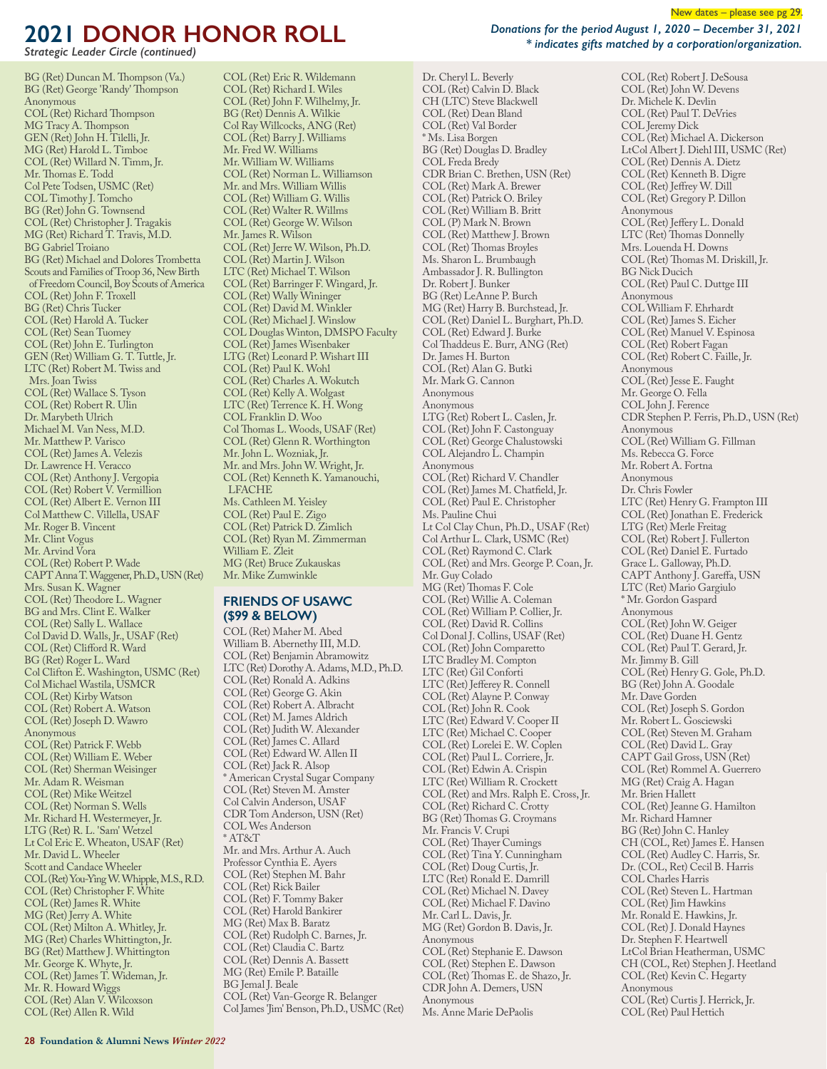New dates – please see pg 29.

# 2021 DONOR HONOR ROLL

*Strategic Leader Circle (continued)*

***Donations for the period August 1, 2020 – December 31, 2021***
***\* indicates gifts matched by a corporation/organization.***

BG (Ret) Duncan M. Thompson (Va.)
BG (Ret) George 'Randy' Thompson
Anonymous
COL (Ret) Richard Thompson
MG Tracy A. Thompson
GEN (Ret) John H. Tilelli, Jr.
MG (Ret) Harold L. Timboe
COL (Ret) Willard N. Timm, Jr.
Mr. Thomas E. Todd
Col Pete Todsen, USMC (Ret)
COL Timothy J. Tomcho
BG (Ret) John G. Townsend
COL (Ret) Christopher J. Tragakis
MG (Ret) Richard T. Travis, M.D.
BG Gabriel Troiano
BG (Ret) Michael and Dolores Trombetta
Scouts and Families of Troop 36, New Birth of Freedom Council, Boy Scouts of America
COL (Ret) John F. Troxell
BG (Ret) Chris Tucker
COL (Ret) Harold A. Tucker
COL (Ret) Sean Tuomey
COL (Ret) John E. Turlington
GEN (Ret) William G. T. Tuttle, Jr.
LTC (Ret) Robert M. Twiss and Mrs. Joan Twiss
COL (Ret) Wallace S. Tyson
COL (Ret) Robert R. Ulin
Dr. Marybeth Ulrich
Michael M. Van Ness, M.D.
Mr. Matthew P. Varisco
COL (Ret) James A. Velezis
Dr. Lawrence H. Veracco
COL (Ret) Anthony J. Vergopia
COL (Ret) Robert V. Vermillion
COL (Ret) Albert E. Vernon III
Col Matthew C. Villella, USAF
Mr. Roger B. Vincent
Mr. Clint Vogus
Mr. Arvind Vora
COL (Ret) Robert P. Wade
CAPT Anna T. Waggener, Ph.D., USN (Ret)
Mrs. Susan K. Wagner
COL (Ret) Theodore L. Wagner
BG and Mrs. Clint E. Walker
COL (Ret) Sally L. Wallace
Col David D. Walls, Jr., USAF (Ret)
COL (Ret) Clifford R. Ward
BG (Ret) Roger L. Ward
Col Clifton E. Washington, USMC (Ret)
Col Michael Wastila, USMCR
COL (Ret) Kirby Watson
COL (Ret) Robert A. Watson
COL (Ret) Joseph D. Wawro
Anonymous
COL (Ret) Patrick F. Webb
COL (Ret) William E. Weber
COL (Ret) Sherman Weisinger
Mr. Adam R. Weisman
COL (Ret) Mike Weitzel
COL (Ret) Norman S. Wells
Mr. Richard H. Westermeyer, Jr.
LTG (Ret) R. L. 'Sam' Wetzel
Lt Col Eric E. Wheaton, USAF (Ret)
Mr. David L. Wheeler
Scott and Candace Wheeler
COL (Ret) You-Ying W. Whipple, M.S., R.D.
COL (Ret) Christopher F. White
COL (Ret) James R. White
MG (Ret) Jerry A. White
COL (Ret) Milton A. Whitley, Jr.
MG (Ret) Charles Whittington, Jr.
BG (Ret) Matthew J. Whittington
Mr. George K. Whyte, Jr.
COL (Ret) James T. Wideman, Jr.
Mr. R. Howard Wiggs
COL (Ret) Alan V. Wilcoxson
COL (Ret) Allen R. Wild
COL (Ret) Eric R. Wildemann
COL (Ret) Richard I. Wiles
COL (Ret) John F. Wilhelmy, Jr.
BG (Ret) Dennis A. Wilkie
Col Ray Willcocks, ANG (Ret)
COL (Ret) Barry J. Williams
Mr. Fred W. Williams
Mr. William W. Williams
COL (Ret) Norman L. Williamson
Mr. and Mrs. William Willis
COL (Ret) William G. Willis
COL (Ret) Walter R. Willms
COL (Ret) George W. Wilson
Mr. James R. Wilson
COL (Ret) Jerre W. Wilson, Ph.D.
COL (Ret) Martin J. Wilson
LTC (Ret) Michael T. Wilson
COL (Ret) Barringer F. Wingard, Jr.
COL (Ret) Wally Wininger
COL (Ret) David M. Winkler
COL (Ret) Michael J. Winslow
COL Douglas Winton, DMSPO Faculty
COL (Ret) James Wisenbaker
LTG (Ret) Leonard P. Wishart III
COL (Ret) Paul K. Wohl
COL (Ret) Charles A. Wokutch
COL (Ret) Kelly A. Wolgast
LTC (Ret) Terrence K. H. Wong
COL Franklin D. Woo
Col Thomas L. Woods, USAF (Ret)
COL (Ret) Glenn R. Worthington
Mr. John L. Wozniak, Jr.
Mr. and Mrs. John W. Wright, Jr.
COL (Ret) Kenneth K. Yamanouchi, LFACHE
Ms. Cathleen M. Yeisley
COL (Ret) Paul E. Zigo
COL (Ret) Patrick D. Zimlich
COL (Ret) Ryan M. Zimmerman
William E. Zleit
MG (Ret) Bruce Zukauskas
Mr. Mike Zumwinkle

## FRIENDS OF USAWC ($99 & BELOW)

COL (Ret) Maher M. Abed
William B. Abernethy III, M.D.
COL (Ret) Benjamin Abramowitz
LTC (Ret) Dorothy A. Adams, M.D., Ph.D.
COL (Ret) Ronald A. Adkins
COL (Ret) George G. Akin
COL (Ret) Robert A. Albracht
COL (Ret) M. James Aldrich
COL (Ret) Judith W. Alexander
COL (Ret) James C. Allard
COL (Ret) Edward W. Allen II
COL (Ret) Jack R. Alsop
\* American Crystal Sugar Company
COL (Ret) Steven M. Amster
Col Calvin Anderson, USAF
CDR Tom Anderson, USN (Ret)
COL Wes Anderson
\* AT&T
Mr. and Mrs. Arthur A. Auch
Professor Cynthia E. Ayers
COL (Ret) Stephen M. Bahr
COL (Ret) Rick Bailer
COL (Ret) F. Tommy Baker
COL (Ret) Harold Bankirer
MG (Ret) Max B. Baratz
COL (Ret) Rudolph C. Barnes, Jr.
COL (Ret) Claudia C. Bartz
COL (Ret) Dennis A. Bassett
MG (Ret) Emile P. Bataille
BG Jemal J. Beale
COL (Ret) Van-George R. Belanger
Col James 'Jim' Benson, Ph.D., USMC (Ret)
Dr. Cheryl L. Beverly
COL (Ret) Calvin D. Black
CH (LTC) Steve Blackwell
COL (Ret) Dean Bland
COL (Ret) Val Border
\* Ms. Lisa Borgen
BG (Ret) Douglas D. Bradley
COL Freda Bredy
CDR Brian C. Brethen, USN (Ret)
COL (Ret) Mark A. Brewer
COL (Ret) Patrick O. Briley
COL (Ret) William B. Britt
COL (P) Mark N. Brown
COL (Ret) Matthew J. Brown
COL (Ret) Thomas Broyles
Ms. Sharon L. Brumbaugh
Ambassador J. R. Bullington
Dr. Robert J. Bunker
BG (Ret) LeAnne P. Burch
MG (Ret) Harry B. Burchstead, Jr.
COL (Ret) Daniel L. Burghart, Ph.D.
COL (Ret) Edward J. Burke
Col Thaddeus E. Burr, ANG (Ret)
Dr. James H. Burton
COL (Ret) Alan G. Butki
Mr. Mark G. Cannon
Anonymous
Anonymous
LTG (Ret) Robert L. Caslen, Jr.
COL (Ret) John F. Castonguay
COL (Ret) George Chalustowski
COL Alejandro L. Champin
Anonymous
COL (Ret) Richard V. Chandler
COL (Ret) James M. Chatfield, Jr.
COL (Ret) Paul E. Christopher
Ms. Pauline Chui
Lt Col Clay Chun, Ph.D., USAF (Ret)
Col Arthur L. Clark, USMC (Ret)
COL (Ret) Raymond C. Clark
COL (Ret) and Mrs. George P. Coan, Jr.
Mr. Guy Colado
MG (Ret) Thomas F. Cole
COL (Ret) Willie A. Coleman
COL (Ret) William P. Collier, Jr.
COL (Ret) David R. Collins
Col Donal J. Collins, USAF (Ret)
COL (Ret) John Comparetto
LTC Bradley M. Compton
LTC (Ret) Gil Conforti
LTC (Ret) Jefferey R. Connell
COL (Ret) Alayne P. Conway
COL (Ret) John R. Cook
LTC (Ret) Edward V. Cooper II
LTC (Ret) Michael C. Cooper
COL (Ret) Lorelei E. W. Coplen
COL (Ret) Paul L. Corriere, Jr.
COL (Ret) Edwin A. Crispin
LTC (Ret) William R. Crockett
COL (Ret) and Mrs. Ralph E. Cross, Jr.
COL (Ret) Richard C. Crotty
BG (Ret) Thomas G. Croymans
Mr. Francis V. Crupi
COL (Ret) Thayer Cumings
COL (Ret) Tina Y. Cunningham
COL (Ret) Doug Curtis, Jr.
LTC (Ret) Ronald E. Damrill
COL (Ret) Michael N. Davey
COL (Ret) Michael F. Davino
Mr. Carl L. Davis, Jr.
MG (Ret) Gordon B. Davis, Jr.
Anonymous
COL (Ret) Stephanie E. Dawson
COL (Ret) Stephen E. Dawson
COL (Ret) Thomas E. de Shazo, Jr.
CDR John A. Demers, USN
Anonymous
Ms. Anne Marie DePaolis
COL (Ret) Robert J. DeSousa
COL (Ret) John W. Devens
Dr. Michele K. Devlin
COL (Ret) Paul T. DeVries
COL Jeremy Dick
COL (Ret) Michael A. Dickerson
LtCol Albert J. Diehl III, USMC (Ret)
COL (Ret) Dennis A. Dietz
COL (Ret) Kenneth B. Digre
COL (Ret) Jeffrey W. Dill
COL (Ret) Gregory P. Dillon
Anonymous
COL (Ret) Jeffery L. Donald
LTC (Ret) Thomas Donnelly
Mrs. Louenda H. Downs
COL (Ret) Thomas M. Driskill, Jr.
BG Nick Ducich
COL (Ret) Paul C. Duttge III
Anonymous
COL William F. Ehrhardt
COL (Ret) James S. Eicher
COL (Ret) Manuel V. Espinosa
COL (Ret) Robert Fagan
COL (Ret) Robert C. Faille, Jr.
Anonymous
COL (Ret) Jesse E. Faught
Mr. George O. Fella
COL John J. Ference
CDR Stephen P. Ferris, Ph.D., USN (Ret)
Anonymous
COL (Ret) William G. Fillman
Ms. Rebecca G. Force
Mr. Robert A. Fortna
Anonymous
Dr. Chris Fowler
LTC (Ret) Henry G. Frampton III
COL (Ret) Jonathan E. Frederick
LTG (Ret) Merle Freitag
COL (Ret) Robert J. Fullerton
COL (Ret) Daniel E. Furtado
Grace L. Galloway, Ph.D.
CAPT Anthony J. Gareffa, USN
LTC (Ret) Mario Gargiulo
\* Mr. Gordon Gaspard
Anonymous
COL (Ret) John W. Geiger
COL (Ret) Duane H. Gentz
COL (Ret) Paul T. Gerard, Jr.
Mr. Jimmy B. Gill
COL (Ret) Henry G. Gole, Ph.D.
BG (Ret) John A. Goodale
Mr. Dave Gorden
COL (Ret) Joseph S. Gordon
Mr. Robert L. Gosciewski
COL (Ret) Steven M. Graham
COL (Ret) David L. Gray
CAPT Gail Gross, USN (Ret)
COL (Ret) Rommel A. Guerrero
MG (Ret) Craig A. Hagan
Mr. Brien Hallett
COL (Ret) Jeanne G. Hamilton
Mr. Richard Hamner
BG (Ret) John C. Hanley
CH (COL, Ret) James E. Hansen
COL (Ret) Audley C. Harris, Sr.
Dr. (COL, Ret) Cecil B. Harris
COL Charles Harris
COL (Ret) Steven L. Hartman
COL (Ret) Jim Hawkins
Mr. Ronald E. Hawkins, Jr.
COL (Ret) J. Donald Haynes
Dr. Stephen F. Heartwell
LtCol Brian Heatherman, USMC
CH (COL, Ret) Stephen J. Heetland
COL (Ret) Kevin C. Hegarty
Anonymous
COL (Ret) Curtis J. Herrick, Jr.
COL (Ret) Paul Hettich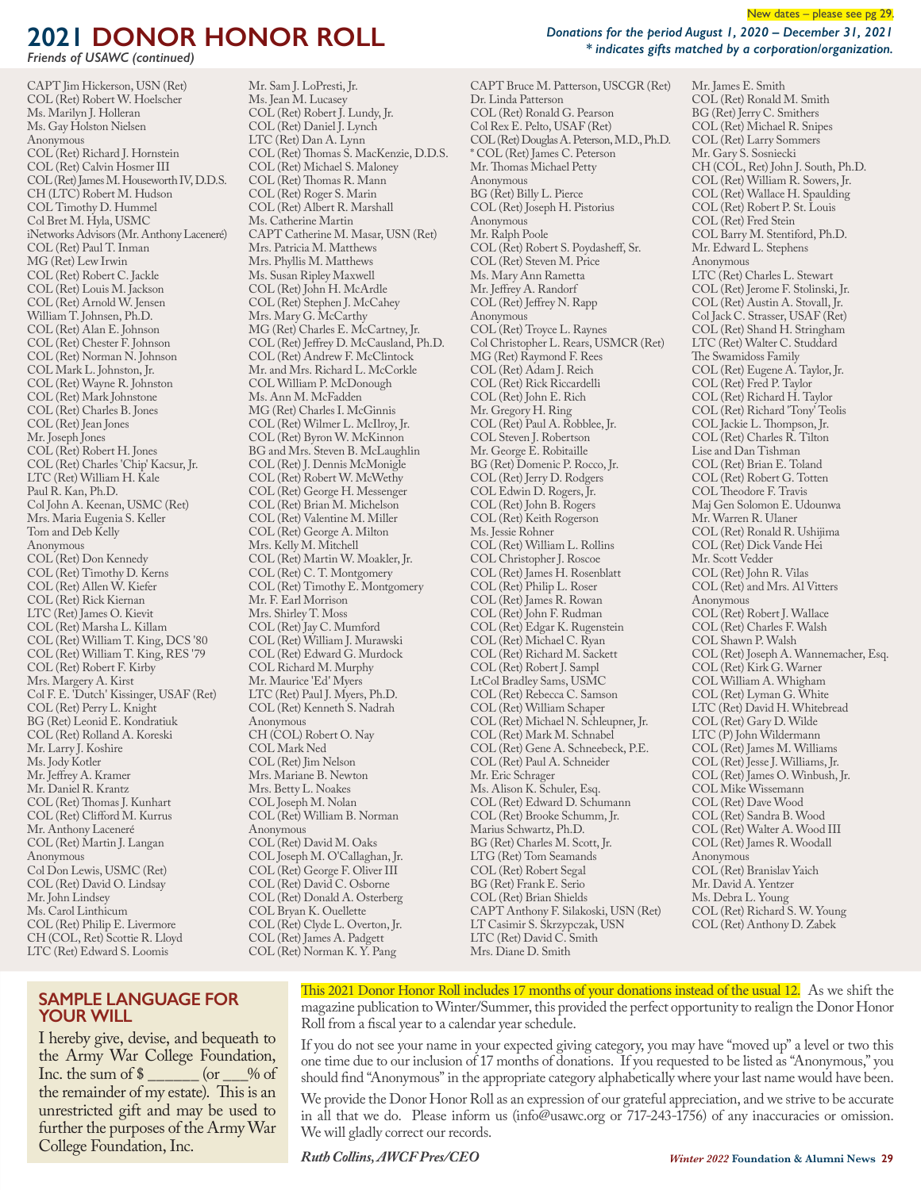New dates – please see pg 29.

# 2021 DONOR HONOR ROLL

*Friends of USAWC (continued)*

***Donations for the period August 1, 2020 – December 31, 2021***
***\* indicates gifts matched by a corporation/organization.***

CAPT Jim Hickerson, USN (Ret)
COL (Ret) Robert W. Hoelscher
Ms. Marilyn J. Holleran
Ms. Gay Holston Nielsen
Anonymous
COL (Ret) Richard J. Hornstein
COL (Ret) Calvin Hosmer III
COL (Ret) James M. Houseworth IV, D.D.S.
CH (LTC) Robert M. Hudson
COL Timothy D. Hummel
Col Bret M. Hyla, USMC
iNetworks Advisors (Mr. Anthony Laceneré)
COL (Ret) Paul T. Inman
MG (Ret) Lew Irwin
COL (Ret) Robert C. Jackle
COL (Ret) Louis M. Jackson
COL (Ret) Arnold W. Jensen
William T. Johnsen, Ph.D.
COL (Ret) Alan E. Johnson
COL (Ret) Chester F. Johnson
COL (Ret) Norman N. Johnson
COL Mark L. Johnston, Jr.
COL (Ret) Wayne R. Johnston
COL (Ret) Mark Johnstone
COL (Ret) Charles B. Jones
COL (Ret) Jean Jones
Mr. Joseph Jones
COL (Ret) Robert H. Jones
COL (Ret) Charles 'Chip' Kacsur, Jr.
LTC (Ret) William H. Kale
Paul R. Kan, Ph.D.
Col John A. Keenan, USMC (Ret)
Mrs. Maria Eugenia S. Keller
Tom and Deb Kelly
Anonymous
COL (Ret) Don Kennedy
COL (Ret) Timothy D. Kerns
COL (Ret) Allen W. Kiefer
COL (Ret) Rick Kiernan
LTC (Ret) James O. Kievit
COL (Ret) Marsha L. Killam
COL (Ret) William T. King, DCS '80
COL (Ret) William T. King, RES '79
COL (Ret) Robert F. Kirby
Mrs. Margery A. Kirst
Col F. E. 'Dutch' Kissinger, USAF (Ret)
COL (Ret) Perry L. Knight
BG (Ret) Leonid E. Kondratiuk
COL (Ret) Rolland A. Koreski
Mr. Larry J. Koshire
Ms. Jody Kotler
Mr. Jeffrey A. Kramer
Mr. Daniel R. Krantz
COL (Ret) Thomas J. Kunhart
COL (Ret) Clifford M. Kurrus
Mr. Anthony Laceneré
COL (Ret) Martin J. Langan
Anonymous
Col Don Lewis, USMC (Ret)
COL (Ret) David O. Lindsay
Mr. John Lindsey
Ms. Carol Linthicum
COL (Ret) Philip E. Livermore
CH (COL, Ret) Scottie R. Lloyd
LTC (Ret) Edward S. Loomis
Mr. Sam J. LoPresti, Jr.
Ms. Jean M. Lucasey
COL (Ret) Robert J. Lundy, Jr.
COL (Ret) Daniel J. Lynch
LTC (Ret) Dan A. Lynn
COL (Ret) Thomas S. MacKenzie, D.D.S.
COL (Ret) Michael S. Maloney
COL (Ret) Thomas R. Mann
COL (Ret) Roger S. Marin
COL (Ret) Albert R. Marshall
Ms. Catherine Martin
CAPT Catherine M. Masar, USN (Ret)
Mrs. Patricia M. Matthews
Mrs. Phyllis M. Matthews
Ms. Susan Ripley Maxwell
COL (Ret) John H. McArdle
COL (Ret) Stephen J. McCahey
Mrs. Mary G. McCarthy
MG (Ret) Charles E. McCartney, Jr.
COL (Ret) Jeffrey D. McCausland, Ph.D.
COL (Ret) Andrew F. McClintock
Mr. and Mrs. Richard L. McCorkle
COL William P. McDonough
Ms. Ann M. McFadden
MG (Ret) Charles I. McGinnis
COL (Ret) Wilmer L. McIlroy, Jr.
COL (Ret) Byron W. McKinnon
BG and Mrs. Steven B. McLaughlin
COL (Ret) J. Dennis McMonigle
COL (Ret) Robert W. McWethy
COL (Ret) George H. Messenger
COL (Ret) Brian M. Michelson
COL (Ret) Valentine M. Miller
COL (Ret) George A. Milton
Mrs. Kelly M. Mitchell
COL (Ret) Martin W. Moakler, Jr.
COL (Ret) C. T. Montgomery
COL (Ret) Timothy E. Montgomery
Mr. F. Earl Morrison
Mrs. Shirley T. Moss
COL (Ret) Jay C. Mumford
COL (Ret) William J. Murawski
COL (Ret) Edward G. Murdock
COL Richard M. Murphy
Mr. Maurice 'Ed' Myers
LTC (Ret) Paul J. Myers, Ph.D.
COL (Ret) Kenneth S. Nadrah
Anonymous
CH (COL) Robert O. Nay
COL Mark Ned
COL (Ret) Jim Nelson
Mrs. Mariane B. Newton
Mrs. Betty L. Noakes
COL Joseph M. Nolan
COL (Ret) William B. Norman
Anonymous
COL (Ret) David M. Oaks
COL Joseph M. O'Callaghan, Jr.
COL (Ret) George F. Oliver III
COL (Ret) David C. Osborne
COL (Ret) Donald A. Osterberg
COL Bryan K. Ouellette
COL (Ret) Clyde L. Overton, Jr.
COL (Ret) James A. Padgett
COL (Ret) Norman K. Y. Pang
CAPT Bruce M. Patterson, USCGR (Ret)
Dr. Linda Patterson
COL (Ret) Ronald G. Pearson
Col Rex E. Pelto, USAF (Ret)
COL (Ret) Douglas A. Peterson, M.D., Ph.D.
\* COL (Ret) James C. Peterson
Mr. Thomas Michael Petty
Anonymous
BG (Ret) Billy L. Pierce
COL (Ret) Joseph H. Pistorius
Anonymous
Mr. Ralph Poole
COL (Ret) Robert S. Poydasheff, Sr.
COL (Ret) Steven M. Price
Ms. Mary Ann Rametta
Mr. Jeffrey A. Randorf
COL (Ret) Jeffrey N. Rapp
Anonymous
COL (Ret) Troyce L. Raynes
Col Christopher L. Rears, USMCR (Ret)
MG (Ret) Raymond F. Rees
COL (Ret) Adam J. Reich
COL (Ret) Rick Riccardelli
COL (Ret) John E. Rich
Mr. Gregory H. Ring
COL (Ret) Paul A. Robblee, Jr.
COL Steven J. Robertson
Mr. George E. Robitaille
BG (Ret) Domenic P. Rocco, Jr.
COL (Ret) Jerry D. Rodgers
COL Edwin D. Rogers, Jr.
COL (Ret) John B. Rogers
COL (Ret) Keith Rogerson
Ms. Jessie Rohner
COL (Ret) William L. Rollins
COL Christopher J. Roscoe
COL (Ret) James H. Rosenblatt
COL (Ret) Philip L. Roser
COL (Ret) James R. Rowan
COL (Ret) John F. Rudman
COL (Ret) Edgar K. Rugenstein
COL (Ret) Michael C. Ryan
COL (Ret) Richard M. Sackett
COL (Ret) Robert J. Sampl
LtCol Bradley Sams, USMC
COL (Ret) Rebecca C. Samson
COL (Ret) William Schaper
COL (Ret) Michael N. Schleupner, Jr.
COL (Ret) Mark M. Schnabel
COL (Ret) Gene A. Schneebeck, P.E.
COL (Ret) Paul A. Schneider
Mr. Eric Schrager
Ms. Alison K. Schuler, Esq.
COL (Ret) Edward D. Schumann
COL (Ret) Brooke Schumm, Jr.
Marius Schwartz, Ph.D.
BG (Ret) Charles M. Scott, Jr.
LTG (Ret) Tom Seamands
COL (Ret) Robert Segal
BG (Ret) Frank E. Serio
COL (Ret) Brian Shields
CAPT Anthony F. Silakoski, USN (Ret)
LT Casimir S. Skrzypczak, USN
LTC (Ret) David C. Smith
Mrs. Diane D. Smith
Mr. James E. Smith
COL (Ret) Ronald M. Smith
BG (Ret) Jerry C. Smithers
COL (Ret) Michael R. Snipes
COL (Ret) Larry Sommers
Mr. Gary S. Sosniecki
CH (COL, Ret) John J. South, Ph.D.
COL (Ret) William R. Sowers, Jr.
COL (Ret) Wallace H. Spaulding
COL (Ret) Robert P. St. Louis
COL (Ret) Fred Stein
COL Barry M. Stentiford, Ph.D.
Mr. Edward L. Stephens
Anonymous
LTC (Ret) Charles L. Stewart
COL (Ret) Jerome F. Stolinski, Jr.
COL (Ret) Austin A. Stovall, Jr.
Col Jack C. Strasser, USAF (Ret)
COL (Ret) Shand H. Stringham
LTC (Ret) Walter C. Studdard
The Swamidoss Family
COL (Ret) Eugene A. Taylor, Jr.
COL (Ret) Fred P. Taylor
COL (Ret) Richard H. Taylor
COL (Ret) Richard 'Tony' Teolis
COL Jackie L. Thompson, Jr.
COL (Ret) Charles R. Tilton
Lise and Dan Tishman
COL (Ret) Brian E. Toland
COL (Ret) Robert G. Totten
COL Theodore F. Travis
Maj Gen Solomon E. Udounwa
Mr. Warren R. Ulaner
COL (Ret) Ronald R. Ushijima
COL (Ret) Dick Vande Hei
Mr. Scott Vedder
COL (Ret) John R. Vilas
COL (Ret) and Mrs. Al Vitters
Anonymous
COL (Ret) Robert J. Wallace
COL (Ret) Charles F. Walsh
COL Shawn P. Walsh
COL (Ret) Joseph A. Wannemacher, Esq.
COL (Ret) Kirk G. Warner
COL William A. Whigham
COL (Ret) Lyman G. White
LTC (Ret) David H. Whitebread
COL (Ret) Gary D. Wilde
LTC (P) John Wildermann
COL (Ret) James M. Williams
COL (Ret) Jesse J. Williams, Jr.
COL (Ret) James O. Winbush, Jr.
COL Mike Wissemann
COL (Ret) Dave Wood
COL (Ret) Sandra B. Wood
COL (Ret) Walter A. Wood III
COL (Ret) James R. Woodall
Anonymous
COL (Ret) Branislav Yaich
Mr. David A. Yentzer
Ms. Debra L. Young
COL (Ret) Richard S. W. Young
COL (Ret) Anthony D. Zabek

## SAMPLE LANGUAGE FOR YOUR WILL

I hereby give, devise, and bequeath to the Army War College Foundation, Inc. the sum of $ _______ (or ___% of the remainder of my estate). This is an unrestricted gift and may be used to further the purposes of the Army War College Foundation, Inc.

This 2021 Donor Honor Roll includes 17 months of your donations instead of the usual 12. As we shift the magazine publication to Winter/Summer, this provided the perfect opportunity to realign the Donor Honor Roll from a fiscal year to a calendar year schedule.

If you do not see your name in your expected giving category, you may have "moved up" a level or two this one time due to our inclusion of 17 months of donations. If you requested to be listed as "Anonymous," you should find "Anonymous" in the appropriate category alphabetically where your last name would have been.

We provide the Donor Honor Roll as an expression of our grateful appreciation, and we strive to be accurate in all that we do. Please inform us (info@usawc.org or 717-243-1756) of any inaccuracies or omission. We will gladly correct our records.

*Ruth Collins, AWCF Pres/CEO*